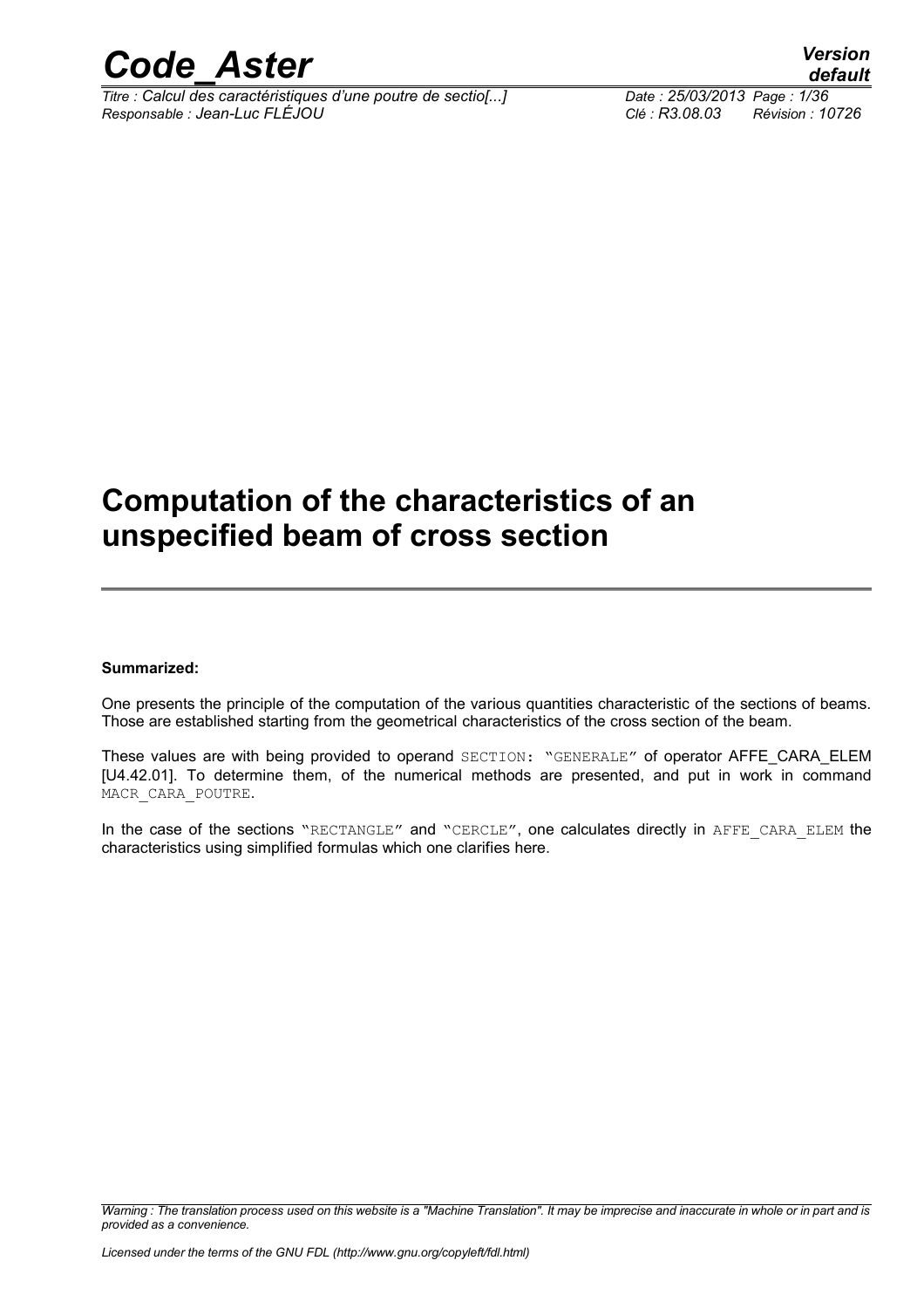# Computation of the characteristics of an unspecified beam of cross section

**Summarized:**

One presents the principle of the computation of the various quantities characteristic of the sections of beams. Those are established starting from the geometrical characteristics of the cross section of the beam.

These values are with being provided to operand `SECTION: "GENERALE"` of operator AFFE_CARA_ELEM [U4.42.01]. To determine them, of the numerical methods are presented, and put in work in command `MACR_CARA_POUTRE`.

In the case of the sections `"RECTANGLE"` and `"CERCLE"`, one calculates directly in `AFFE_CARA_ELEM` the characteristics using simplified formulas which one clarifies here.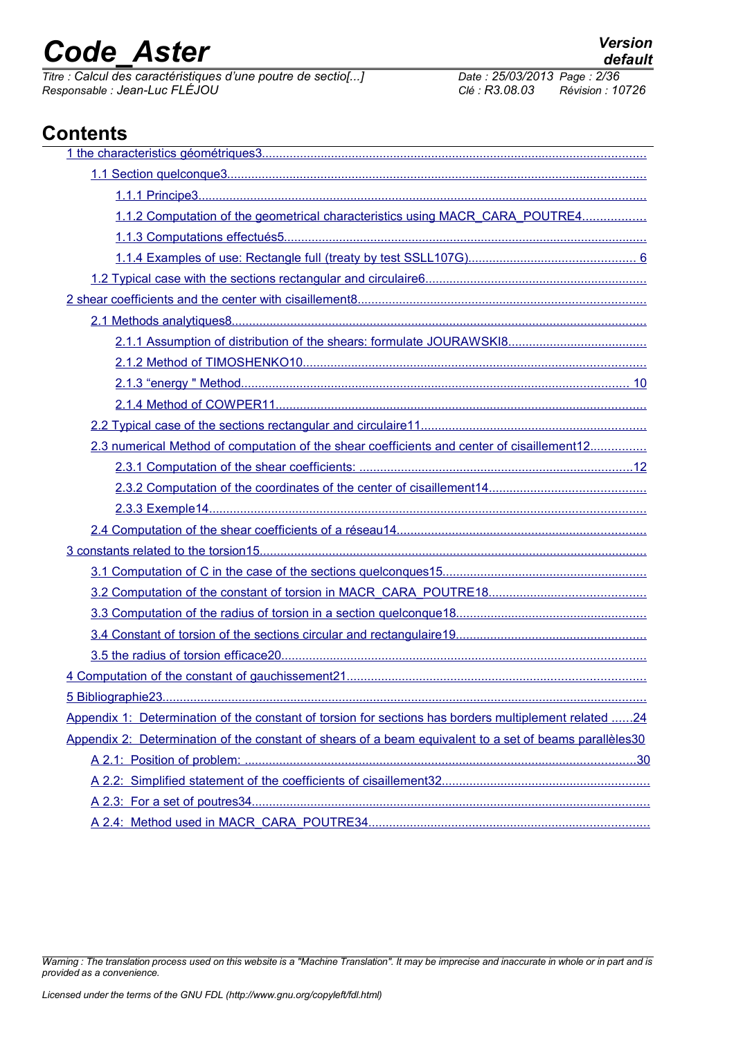# Contents

1 the characteristics géométriques3

- 1.1 Section quelconque3
  - 1.1.1 Principe3
  - 1.1.2 Computation of the geometrical characteristics using MACR_CARA_POUTRE4
  - 1.1.3 Computations effectués5
  - 1.1.4 Examples of use: Rectangle full (treaty by test SSLL107G) 6
- 1.2 Typical case with the sections rectangular and circulaire6

2 shear coefficients and the center with cisaillement8

- 2.1 Methods analytiques8
  - 2.1.1 Assumption of distribution of the shears: formulate JOURAWSKI8
  - 2.1.2 Method of TIMOSHENKO10
  - 2.1.3 "energy " Method 10
  - 2.1.4 Method of COWPER11
- 2.2 Typical case of the sections rectangular and circulaire11
- 2.3 numerical Method of computation of the shear coefficients and center of cisaillement12
  - 2.3.1 Computation of the shear coefficients: 12
  - 2.3.2 Computation of the coordinates of the center of cisaillement14
  - 2.3.3 Exemple14
- 2.4 Computation of the shear coefficients of a réseau14

3 constants related to the torsion15

- 3.1 Computation of C in the case of the sections quelconques15
- 3.2 Computation of the constant of torsion in MACR_CARA_POUTRE18
- 3.3 Computation of the radius of torsion in a section quelconque18
- 3.4 Constant of torsion of the sections circular and rectangulaire19
- 3.5 the radius of torsion efficace20

4 Computation of the constant of gauchissement21

5 Bibliographie23

Appendix 1: Determination of the constant of torsion for sections has borders multiplement related 24

Appendix 2: Determination of the constant of shears of a beam equivalent to a set of beams parallèles30

- A 2.1: Position of problem: 30
- A 2.2: Simplified statement of the coefficients of cisaillement32
- A 2.3: For a set of poutres34
- A 2.4: Method used in MACR_CARA_POUTRE34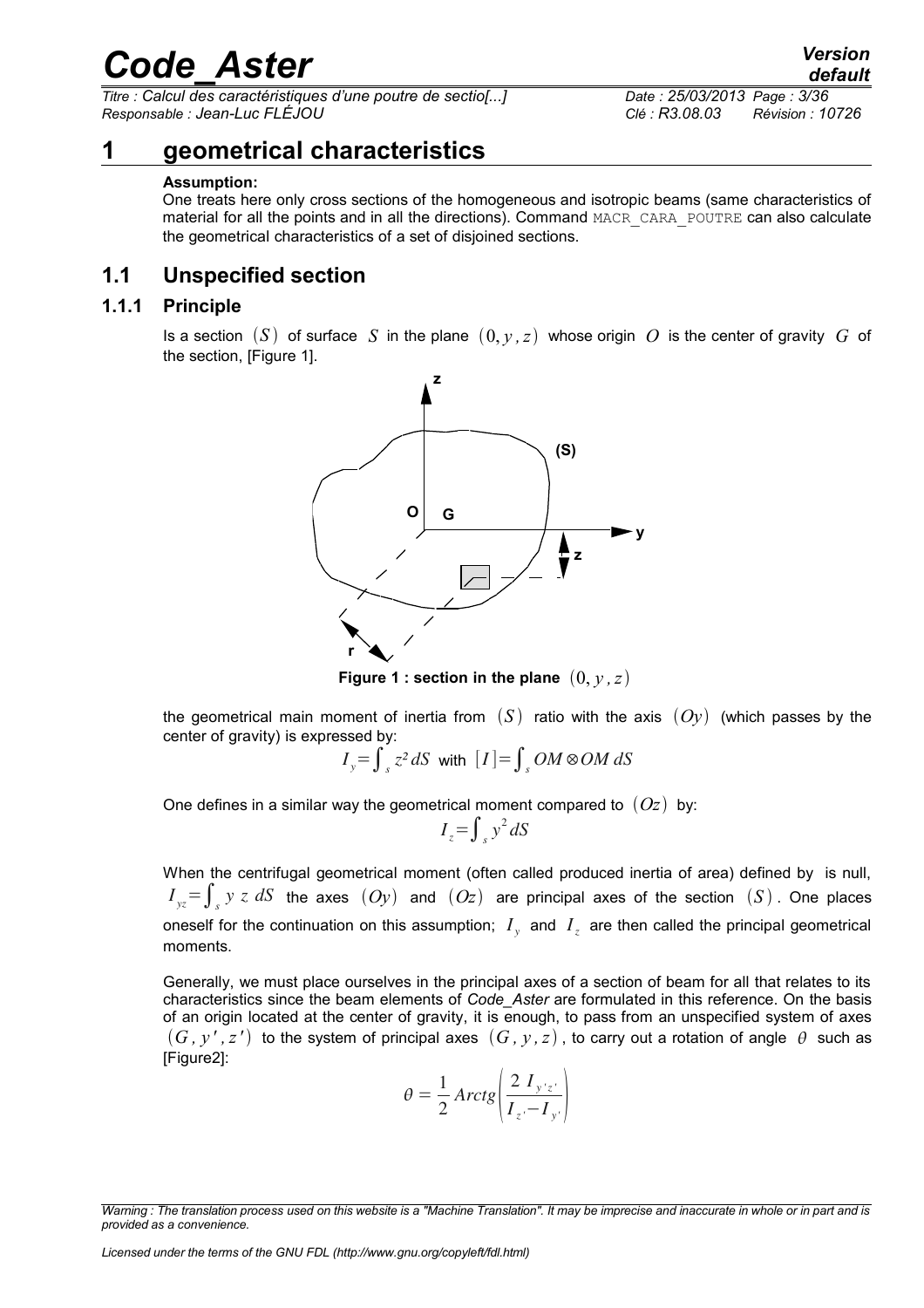# 1 geometrical characteristics

**Assumption:**

One treats here only cross sections of the homogeneous and isotropic beams (same characteristics of material for all the points and in all the directions). Command MACR_CARA_POUTRE can also calculate the geometrical characteristics of a set of disjoined sections.

## 1.1 Unspecified section

### 1.1.1 Principle

Is a section $(S)$ of surface $S$ in the plane $(0, y, z)$ whose origin $O$ is the center of gravity $G$ of the section, [Figure 1].

**Figure 1 : section in the plane** $(0, y, z)$

the geometrical main moment of inertia from $(S)$ ratio with the axis $(Oy)$ (which passes by the center of gravity) is expressed by:

$$I_y = \int_s z^2 \, dS \quad \text{with} \quad [I] = \int_s OM \otimes OM \, dS$$

One defines in a similar way the geometrical moment compared to $(Oz)$ by:

$$I_z = \int_s y^2 \, dS$$

When the centrifugal geometrical moment (often called produced inertia of area) defined by is null, $I_{yz} = \int_s y \, z \, dS$ the axes $(Oy)$ and $(Oz)$ are principal axes of the section $(S)$. One places oneself for the continuation on this assumption; $I_y$ and $I_z$ are then called the principal geometrical moments.

Generally, we must place ourselves in the principal axes of a section of beam for all that relates to its characteristics since the beam elements of *Code_Aster* are formulated in this reference. On the basis of an origin located at the center of gravity, it is enough, to pass from an unspecified system of axes $(G, y', z')$ to the system of principal axes $(G, y, z)$, to carry out a rotation of angle $\theta$ such as [Figure2]:

$$\theta = \frac{1}{2} Arctg \left( \frac{2 \, I_{y'z'}}{I_{z'} - I_{y'}} \right)$$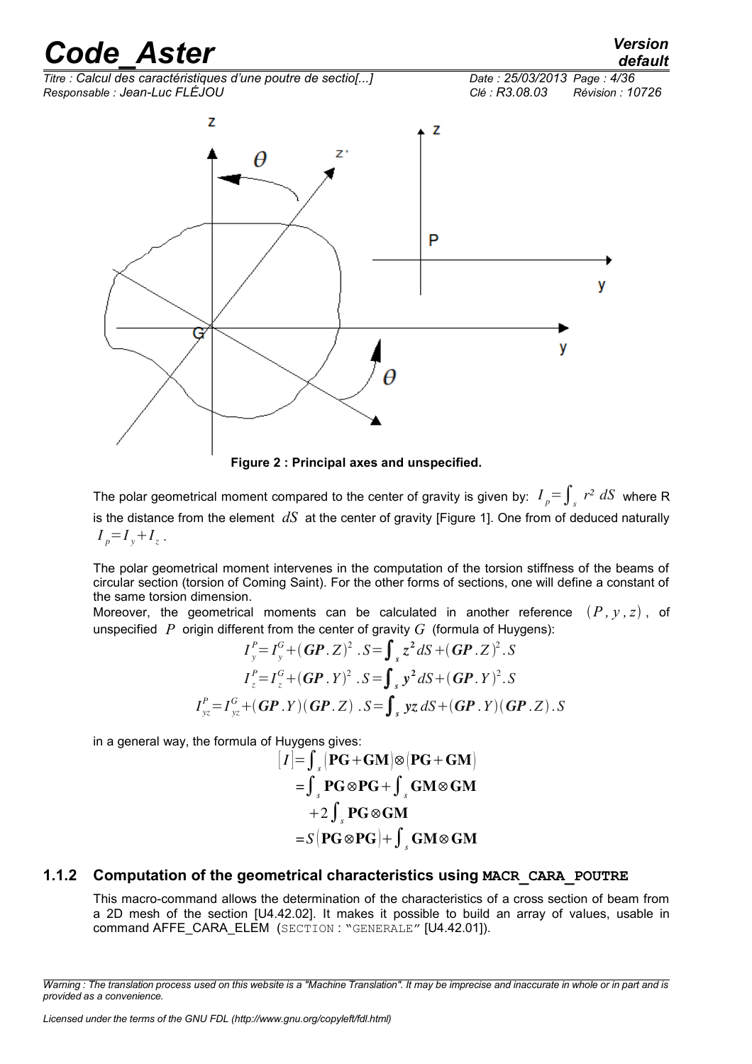**Figure 2 : Principal axes and unspecified.**

The polar geometrical moment compared to the center of gravity is given by: $I_p = \int_s r^2 \, dS$ where R is the distance from the element $dS$ at the center of gravity [Figure 1]. One from of deduced naturally $I_p = I_y + I_z$.

The polar geometrical moment intervenes in the computation of the torsion stiffness of the beams of circular section (torsion of Coming Saint). For the other forms of sections, one will define a constant of the same torsion dimension.
Moreover, the geometrical moments can be calculated in another reference $(P, y, z)$, of unspecified $P$ origin different from the center of gravity $G$ (formula of Huygens):

$$I_y^P = I_y^G + (\boldsymbol{GP}.Z)^2 \, .S = \int_s z^2 dS + (\boldsymbol{GP}.Z)^2 .S$$

$$I_z^P = I_z^G + (\boldsymbol{GP}.Y)^2 \, .S = \int_s y^2 dS + (\boldsymbol{GP}.Y)^2 .S$$

$$I_{yz}^P = I_{yz}^G + (\boldsymbol{GP}.Y)(\boldsymbol{GP}.Z) \, .S = \int_s yz \, dS + (\boldsymbol{GP}.Y)(\boldsymbol{GP}.Z).S$$

in a general way, the formula of Huygens gives:

$$\begin{aligned}
[I] &= \int_s (\mathbf{PG} + \mathbf{GM}) \otimes (\mathbf{PG} + \mathbf{GM}) \\
&= \int_s \mathbf{PG} \otimes \mathbf{PG} + \int_s \mathbf{GM} \otimes \mathbf{GM} \\
&\quad + 2 \int_s \mathbf{PG} \otimes \mathbf{GM} \\
&= S(\mathbf{PG} \otimes \mathbf{PG}) + \int_s \mathbf{GM} \otimes \mathbf{GM}
\end{aligned}$$

### 1.1.2 Computation of the geometrical characteristics using `MACR_CARA_POUTRE`

This macro-command allows the determination of the characteristics of a cross section of beam from a 2D mesh of the section [U4.42.02]. It makes it possible to build an array of values, usable in command AFFE_CARA_ELEM (`SECTION : "GENERALE"` [U4.42.01]).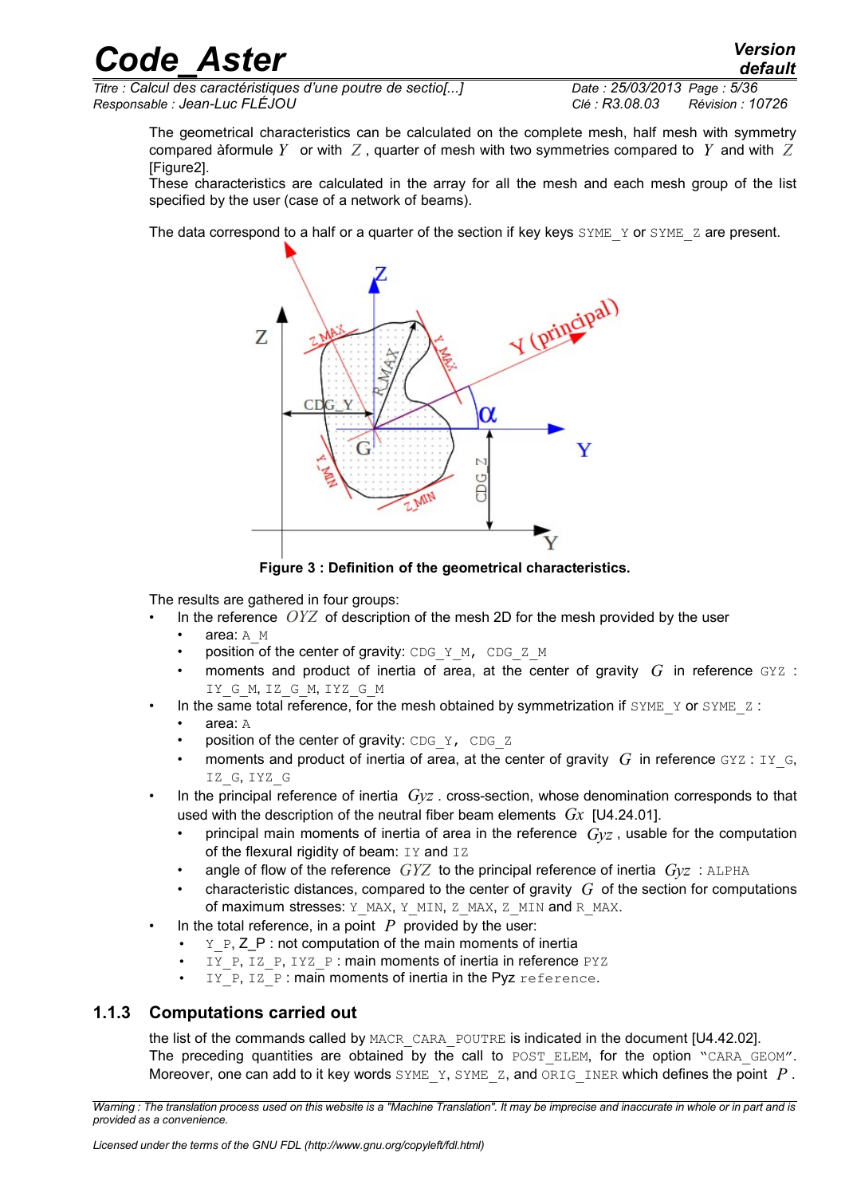The geometrical characteristics can be calculated on the complete mesh, half mesh with symmetry compared àformule $Y$ or with $Z$, quarter of mesh with two symmetries compared to $Y$ and with $Z$ [Figure2].
These characteristics are calculated in the array for all the mesh and each mesh group of the list specified by the user (case of a network of beams).

The data correspond to a half or a quarter of the section if key keys SYME_Y or SYME_Z are present.

**Figure 3 : Definition of the geometrical characteristics.**

The results are gathered in four groups:

- In the reference $OYZ$ of description of the mesh 2D for the mesh provided by the user
  - area: A_M
  - position of the center of gravity: CDG_Y_M, CDG_Z_M
  - moments and product of inertia of area, at the center of gravity $G$ in reference GYZ : IY_G_M, IZ_G_M, IYZ_G_M
- In the same total reference, for the mesh obtained by symmetrization if SYME_Y or SYME_Z :
  - area: A
  - position of the center of gravity: CDG_Y, CDG_Z
  - moments and product of inertia of area, at the center of gravity $G$ in reference GYZ : IY_G, IZ_G, IYZ_G
- In the principal reference of inertia $Gyz$ . cross-section, whose denomination corresponds to that used with the description of the neutral fiber beam elements $Gx$ [U4.24.01].
  - principal main moments of inertia of area in the reference $Gyz$ , usable for the computation of the flexural rigidity of beam: IY and IZ
  - angle of flow of the reference $GYZ$ to the principal reference of inertia $Gyz$ : ALPHA
  - characteristic distances, compared to the center of gravity $G$ of the section for computations of maximum stresses: Y_MAX, Y_MIN, Z_MAX, Z_MIN and R_MAX.
- In the total reference, in a point $P$ provided by the user:
  - Y_P, Z_P : not computation of the main moments of inertia
  - IY_P, IZ_P, IYZ_P : main moments of inertia in reference PYZ
  - IY_P, IZ_P : main moments of inertia in the Pyz reference.

### 1.1.3 Computations carried out

the list of the commands called by MACR_CARA_POUTRE is indicated in the document [U4.42.02].
The preceding quantities are obtained by the call to POST_ELEM, for the option "CARA_GEOM". Moreover, one can add to it key words SYME_Y, SYME_Z, and ORIG_INER which defines the point $P$ .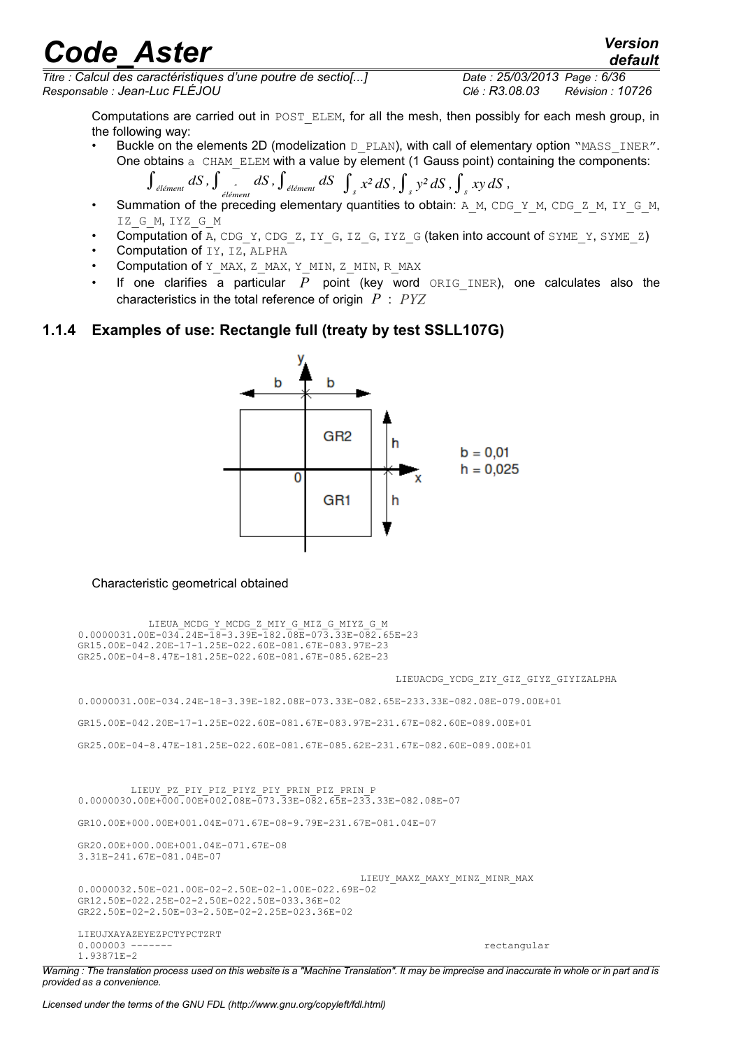Computations are carried out in POST_ELEM, for all the mesh, then possibly for each mesh group, in the following way:

- Buckle on the elements 2D (modelization D_PLAN), with call of elementary option "MASS_INER". One obtains a CHAM_ELEM with a value by element (1 Gauss point) containing the components: $\int_{élément} dS, \int_{élément} x\, dS, \int_{élément} dS \int_s x^2 dS, \int_s y^2 dS, \int_s xy\, dS$,
- Summation of the preceding elementary quantities to obtain: A_M, CDG_Y_M, CDG_Z_M, IY_G_M, IZ_G_M, IYZ_G_M
- Computation of A, CDG_Y, CDG_Z, IY_G, IZ_G, IYZ_G (taken into account of SYME_Y, SYME_Z)
- Computation of IY, IZ, ALPHA
- Computation of Y_MAX, Z_MAX, Y_MIN, Z_MIN, R_MAX
- If one clarifies a particular $P$ point (key word ORIG_INER), one calculates also the characteristics in the total reference of origin $P$ : $PYZ$

### 1.1.4 Examples of use: Rectangle full (treaty by test SSLL107G)

$b = 0,01$
$h = 0,025$

Characteristic geometrical obtained

```
LIEUA_MCDG_Y_MCDG_Z_MIY_G_MIZ_G_MIYZ_G_M
0.0000031.00E-034.24E-18-3.39E-182.08E-073.33E-082.65E-23
GR15.00E-042.20E-17-1.25E-022.60E-081.67E-083.97E-23
GR25.00E-04-8.47E-181.25E-022.60E-081.67E-085.62E-23

LIEUACDG_YCDG_ZIY_GIZ_GIYZ_GIYIZALPHA

0.0000031.00E-034.24E-18-3.39E-182.08E-073.33E-082.65E-233.33E-082.08E-079.00E+01

GR15.00E-042.20E-17-1.25E-022.60E-081.67E-083.97E-231.67E-082.60E-089.00E+01

GR25.00E-04-8.47E-181.25E-022.60E-081.67E-085.62E-231.67E-082.60E-089.00E+01


LIEUY_PZ_PIY_PIZ_PIYZ_PIY_PRIN_PIZ_PRIN_P
0.0000030.00E+000.00E+002.08E-073.33E-082.65E-233.33E-082.08E-07

GR10.00E+000.00E+001.04E-071.67E-08-9.79E-231.67E-081.04E-07

GR20.00E+000.00E+001.04E-071.67E-08
3.31E-241.67E-081.04E-07

LIEUY_MAXZ_MAXY_MINZ_MINR_MAX
0.0000032.50E-021.00E-02-2.50E-02-1.00E-022.69E-02
GR12.50E-022.25E-02-2.50E-022.50E-033.36E-02
GR22.50E-02-2.50E-03-2.50E-02-2.25E-023.36E-02

LIEUJXAYAZEYEZPCTYPCTZRT
0.000003 -------                                          rectangular
1.93871E-2
```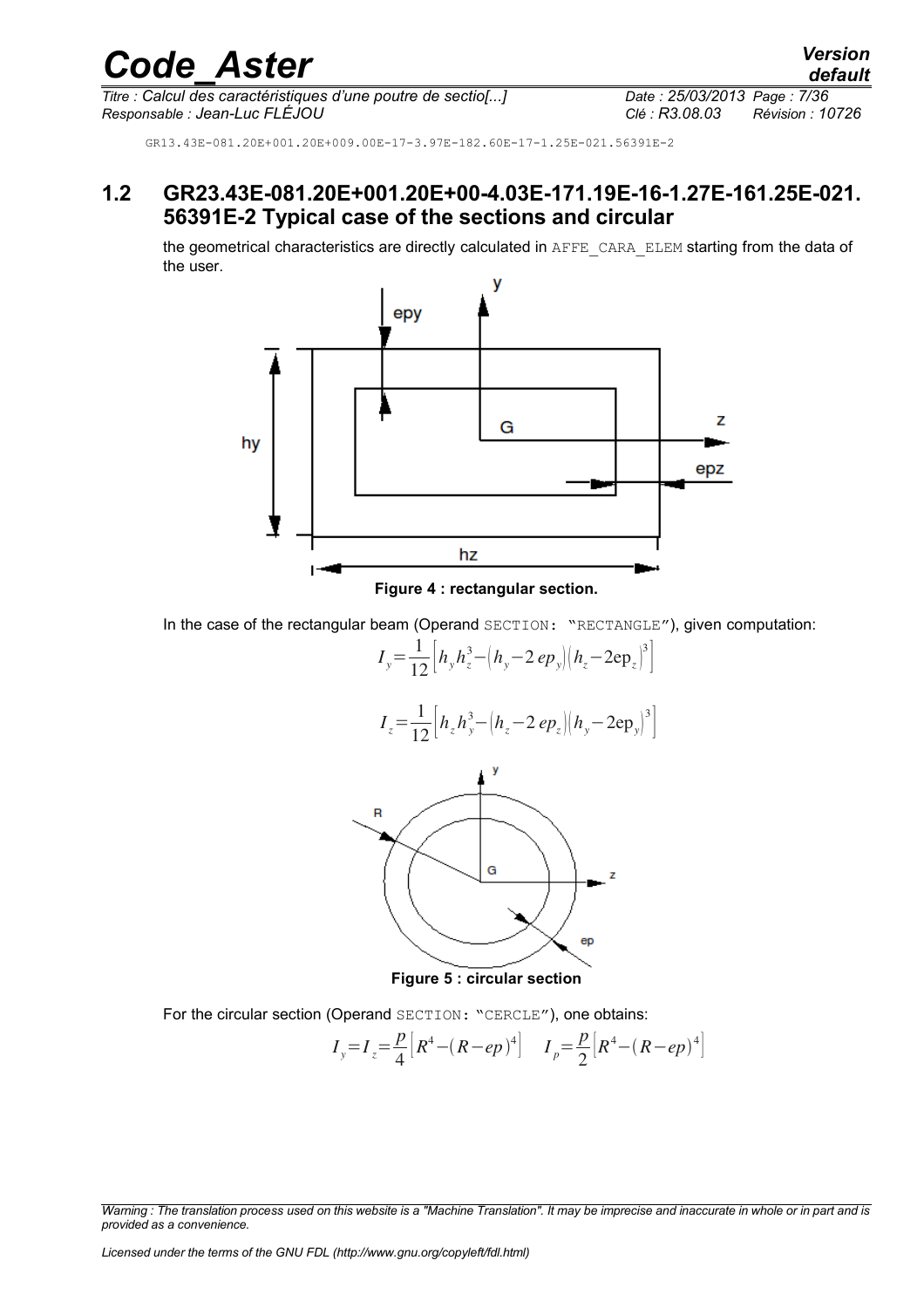GR13.43E-081.20E+001.20E+009.00E-17-3.97E-182.60E-17-1.25E-021.56391E-2

## 1.2 GR23.43E-081.20E+001.20E+00-4.03E-171.19E-16-1.27E-161.25E-021.56391E-2 Typical case of the sections and circular

the geometrical characteristics are directly calculated in AFFE_CARA_ELEM starting from the data of the user.

**Figure 4 : rectangular section.**

In the case of the rectangular beam (Operand SECTION: "RECTANGLE"), given computation:

$$I_y = \frac{1}{12}\left[h_y h_z^3 - \left(h_y - 2\,ep_y\right)\left(h_z - 2\mathrm{ep}_z\right)^3\right]$$

$$I_z = \frac{1}{12}\left[h_z h_y^3 - \left(h_z - 2\,ep_z\right)\left(h_y - 2\mathrm{ep}_y\right)^3\right]$$

**Figure 5 : circular section**

For the circular section (Operand SECTION: "CERCLE"), one obtains:

$$I_y = I_z = \frac{p}{4}\left[R^4 - (R - ep)^4\right] \quad I_p = \frac{p}{2}\left[R^4 - (R - ep)^4\right]$$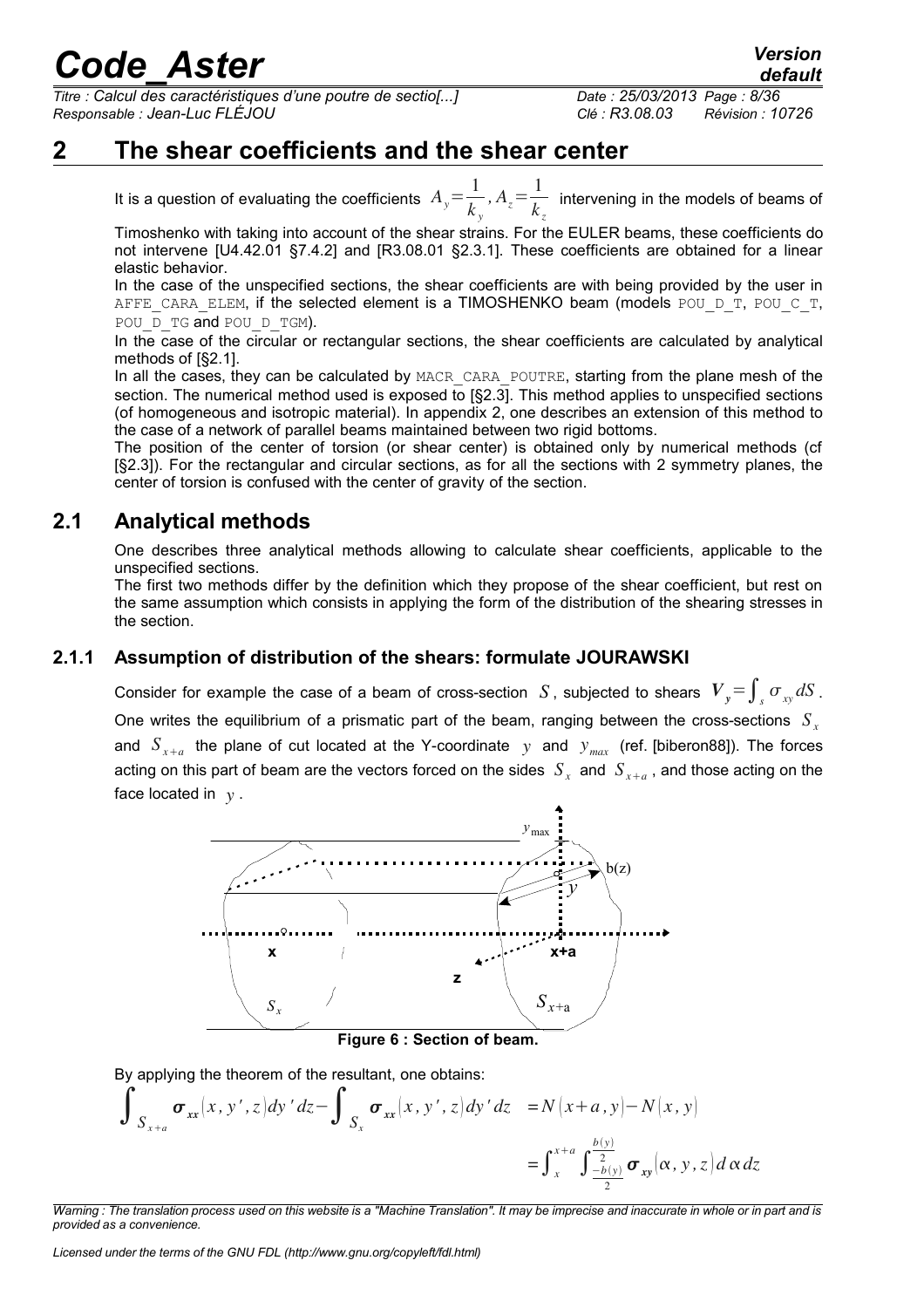# 2 The shear coefficients and the shear center

It is a question of evaluating the coefficients $A_y = \frac{1}{k_y}, A_z = \frac{1}{k_z}$ intervening in the models of beams of Timoshenko with taking into account of the shear strains. For the EULER beams, these coefficients do not intervene [U4.42.01 §7.4.2] and [R3.08.01 §2.3.1]. These coefficients are obtained for a linear elastic behavior.

In the case of the unspecified sections, the shear coefficients are with being provided by the user in AFFE_CARA_ELEM, if the selected element is a TIMOSHENKO beam (models POU_D_T, POU_C_T, POU_D_TG and POU_D_TGM).

In the case of the circular or rectangular sections, the shear coefficients are calculated by analytical methods of [§2.1].

In all the cases, they can be calculated by MACR_CARA_POUTRE, starting from the plane mesh of the section. The numerical method used is exposed to [§2.3]. This method applies to unspecified sections (of homogeneous and isotropic material). In appendix 2, one describes an extension of this method to the case of a network of parallel beams maintained between two rigid bottoms.

The position of the center of torsion (or shear center) is obtained only by numerical methods (cf [§2.3]). For the rectangular and circular sections, as for all the sections with 2 symmetry planes, the center of torsion is confused with the center of gravity of the section.

## 2.1 Analytical methods

One describes three analytical methods allowing to calculate shear coefficients, applicable to the unspecified sections.

The first two methods differ by the definition which they propose of the shear coefficient, but rest on the same assumption which consists in applying the form of the distribution of the shearing stresses in the section.

### 2.1.1 Assumption of distribution of the shears: formulate JOURAWSKI

Consider for example the case of a beam of cross-section $S$, subjected to shears $V_y = \int_s \sigma_{xy} dS$. One writes the equilibrium of a prismatic part of the beam, ranging between the cross-sections $S_x$ and $S_{x+a}$ the plane of cut located at the Y-coordinate $y$ and $y_{max}$ (ref. [biberon88]). The forces acting on this part of beam are the vectors forced on the sides $S_x$ and $S_{x+a}$, and those acting on the face located in $y$.

Figure 6 : Section of beam.

By applying the theorem of the resultant, one obtains:

$$\int_{S_{x+a}} \boldsymbol{\sigma}_{xx}(x, y', z) dy' dz - \int_{S_x} \boldsymbol{\sigma}_{xx}(x, y', z) dy' dz = N(x+a, y) - N(x, y)$$

$$= \int_x^{x+a} \int_{\frac{-b(y)}{2}}^{\frac{b(y)}{2}} \boldsymbol{\sigma}_{xy}(\alpha, y, z) d\alpha dz$$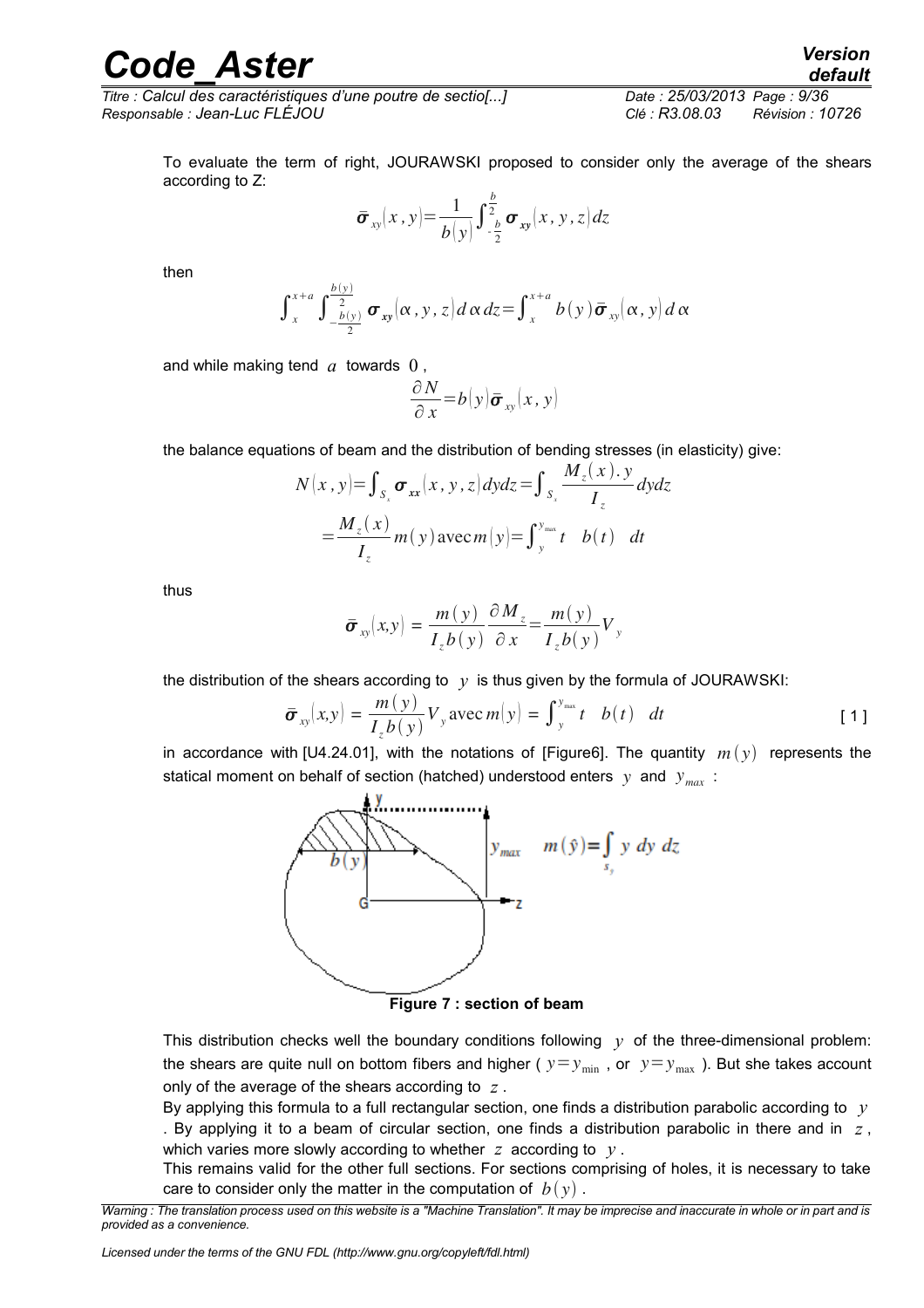To evaluate the term of right, JOURAWSKI proposed to consider only the average of the shears according to Z:

$$\bar{\sigma}_{xy}(x,y)=\frac{1}{b(y)}\int_{-\frac{b}{2}}^{\frac{b}{2}}\sigma_{xy}(x,y,z)\,dz$$

then

$$\int_{x}^{x+a}\int_{-\frac{b(y)}{2}}^{\frac{b(y)}{2}}\sigma_{xy}(\alpha,y,z)\,d\alpha\,dz=\int_{x}^{x+a}b(y)\,\bar{\sigma}_{xy}(\alpha,y)\,d\alpha$$

and while making tend $a$ towards $0$,

$$\frac{\partial N}{\partial x}=b(y)\,\bar{\sigma}_{xy}(x,y)$$

the balance equations of beam and the distribution of bending stresses (in elasticity) give:

$$N(x,y)=\int_{S_x}\sigma_{xx}(x,y,z)\,dydz=\int_{S_x}\frac{M_z(x).y}{I_z}\,dydz$$

$$=\frac{M_z(x)}{I_z}m(y)\ \text{avec}\ m(y)=\int_{y}^{y_{max}}t\quad b(t)\quad dt$$

thus

$$\bar{\sigma}_{xy}(x,y)=\frac{m(y)}{I_z b(y)}\frac{\partial M_z}{\partial x}=\frac{m(y)}{I_z b(y)}V_y$$

the distribution of the shears according to $y$ is thus given by the formula of JOURAWSKI:

$$\bar{\sigma}_{xy}(x,y)=\frac{m(y)}{I_z b(y)}V_y\ \text{avec}\ m(y)=\int_{y}^{y_{max}}t\quad b(t)\quad dt \qquad [1]$$

in accordance with [U4.24.01], with the notations of [Figure6]. The quantity $m(y)$ represents the statical moment on behalf of section (hatched) understood enters $y$ and $y_{max}$ :

$y_{max}$ $\quad m(\hat{y})=\int_{s_y} y\ dy\ dz$

**Figure 7 : section of beam**

This distribution checks well the boundary conditions following $y$ of the three-dimensional problem: the shears are quite null on bottom fibers and higher ( $y=y_{min}$ , or $y=y_{max}$ ). But she takes account only of the average of the shears according to $z$ .

By applying this formula to a full rectangular section, one finds a distribution parabolic according to $y$ . By applying it to a beam of circular section, one finds a distribution parabolic in there and in $z$ , which varies more slowly according to whether $z$ according to $y$ .

This remains valid for the other full sections. For sections comprising of holes, it is necessary to take care to consider only the matter in the computation of $b(y)$ .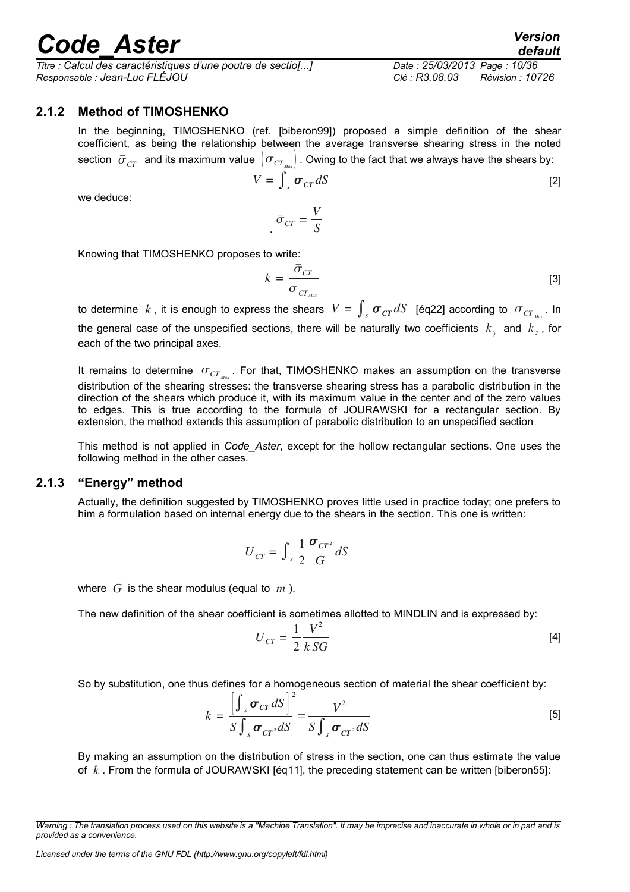### 2.1.2 Method of TIMOSHENKO

In the beginning, TIMOSHENKO (ref. [biberon99]) proposed a simple definition of the shear coefficient, as being the relationship between the average transverse shearing stress in the noted section $\bar{\sigma}_{CT}$ and its maximum value $\left(\sigma_{CT_{Max}}\right)$. Owing to the fact that we always have the shears by:

$$V = \int_s \boldsymbol{\sigma}_{CT} dS \tag{2}$$

we deduce:

$$\bar{\sigma}_{CT} = \frac{V}{S}$$

Knowing that TIMOSHENKO proposes to write:

$$k = \frac{\bar{\sigma}_{CT}}{\sigma_{CT_{Max}}} \tag{3}$$

to determine $k$, it is enough to express the shears $V = \int_s \boldsymbol{\sigma}_{CT} dS$ [éq22] according to $\sigma_{CT_{Max}}$. In the general case of the unspecified sections, there will be naturally two coefficients $k_y$ and $k_z$, for each of the two principal axes.

It remains to determine $\sigma_{CT_{Max}}$. For that, TIMOSHENKO makes an assumption on the transverse distribution of the shearing stresses: the transverse shearing stress has a parabolic distribution in the direction of the shears which produce it, with its maximum value in the center and of the zero values to edges. This is true according to the formula of JOURAWSKI for a rectangular section. By extension, the method extends this assumption of parabolic distribution to an unspecified section

This method is not applied in *Code_Aster*, except for the hollow rectangular sections. One uses the following method in the other cases.

### 2.1.3 "Energy" method

Actually, the definition suggested by TIMOSHENKO proves little used in practice today; one prefers to him a formulation based on internal energy due to the shears in the section. This one is written:

$$U_{CT} = \int_s \frac{1}{2} \frac{\boldsymbol{\sigma}_{CT^2}}{G} dS$$

where $G$ is the shear modulus (equal to $m$).

The new definition of the shear coefficient is sometimes allotted to MINDLIN and is expressed by:

$$U_{CT} = \frac{1}{2} \frac{V^2}{k\, SG} \tag{4}$$

So by substitution, one thus defines for a homogeneous section of material the shear coefficient by:

$$k = \frac{\left[\int_s \boldsymbol{\sigma}_{CT} dS\right]^2}{S \int_s \boldsymbol{\sigma}_{CT^2} dS} = \frac{V^2}{S \int_s \boldsymbol{\sigma}_{CT^2} dS} \tag{5}$$

By making an assumption on the distribution of stress in the section, one can thus estimate the value of $k$. From the formula of JOURAWSKI [éq11], the preceding statement can be written [biberon55]: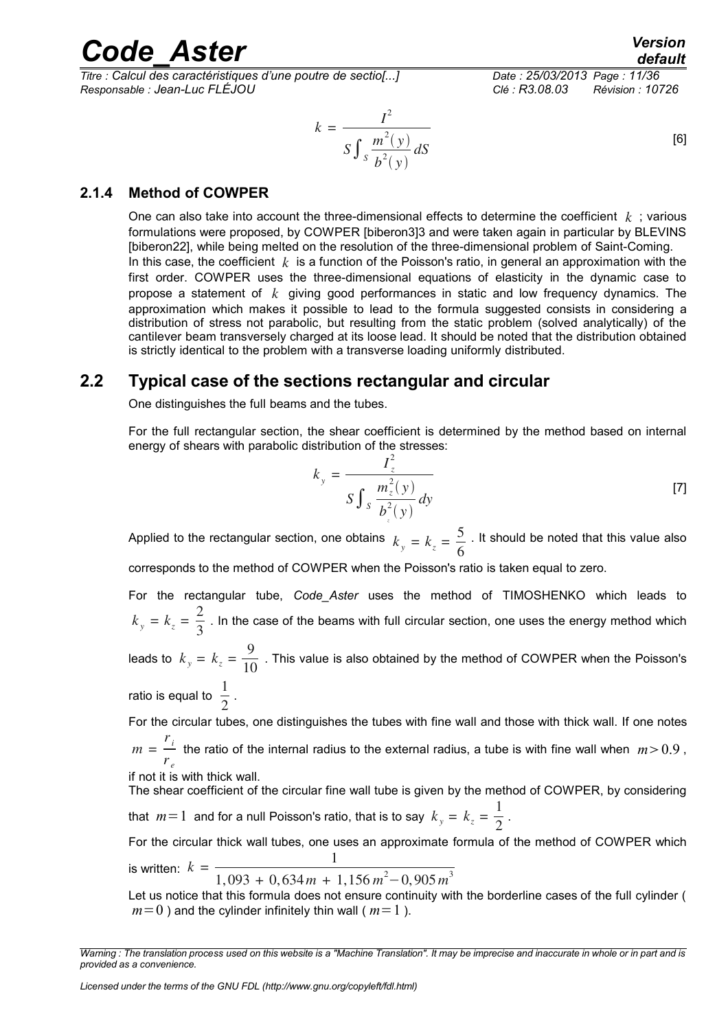$$k = \frac{I^2}{S \int_S \frac{m^2(y)}{b^2(y)} dS} \quad [6]$$

### 2.1.4 Method of COWPER

One can also take into account the three-dimensional effects to determine the coefficient $k$ ; various formulations were proposed, by COWPER [biberon3]3 and were taken again in particular by BLEVINS [biberon22], while being melted on the resolution of the three-dimensional problem of Saint-Coming. In this case, the coefficient $k$ is a function of the Poisson's ratio, in general an approximation with the first order. COWPER uses the three-dimensional equations of elasticity in the dynamic case to propose a statement of $k$ giving good performances in static and low frequency dynamics. The approximation which makes it possible to lead to the formula suggested consists in considering a distribution of stress not parabolic, but resulting from the static problem (solved analytically) of the cantilever beam transversely charged at its loose lead. It should be noted that the distribution obtained is strictly identical to the problem with a transverse loading uniformly distributed.

## 2.2 Typical case of the sections rectangular and circular

One distinguishes the full beams and the tubes.

For the full rectangular section, the shear coefficient is determined by the method based on internal energy of shears with parabolic distribution of the stresses:

$$k_y = \frac{I_z^2}{S \int_S \frac{m_z^2(y)}{b_z^2(y)} dy} \quad [7]$$

Applied to the rectangular section, one obtains $k_y = k_z = \frac{5}{6}$ . It should be noted that this value also corresponds to the method of COWPER when the Poisson's ratio is taken equal to zero.

For the rectangular tube, *Code_Aster* uses the method of TIMOSHENKO which leads to $k_y = k_z = \frac{2}{3}$ . In the case of the beams with full circular section, one uses the energy method which leads to $k_y = k_z = \frac{9}{10}$ . This value is also obtained by the method of COWPER when the Poisson's ratio is equal to $\frac{1}{2}$ .

For the circular tubes, one distinguishes the tubes with fine wall and those with thick wall. If one notes $m = \frac{r_i}{r_e}$ the ratio of the internal radius to the external radius, a tube is with fine wall when $m > 0.9$ , if not it is with thick wall.

The shear coefficient of the circular fine wall tube is given by the method of COWPER, by considering that $m = 1$ and for a null Poisson's ratio, that is to say $k_y = k_z = \frac{1}{2}$ .

For the circular thick wall tubes, one uses an approximate formula of the method of COWPER which is written: $k = \frac{1}{1,093 + 0,634\,m + 1,156\,m^2 - 0,905\,m^3}$

Let us notice that this formula does not ensure continuity with the borderline cases of the full cylinder ( $m = 0$ ) and the cylinder infinitely thin wall ( $m = 1$ ).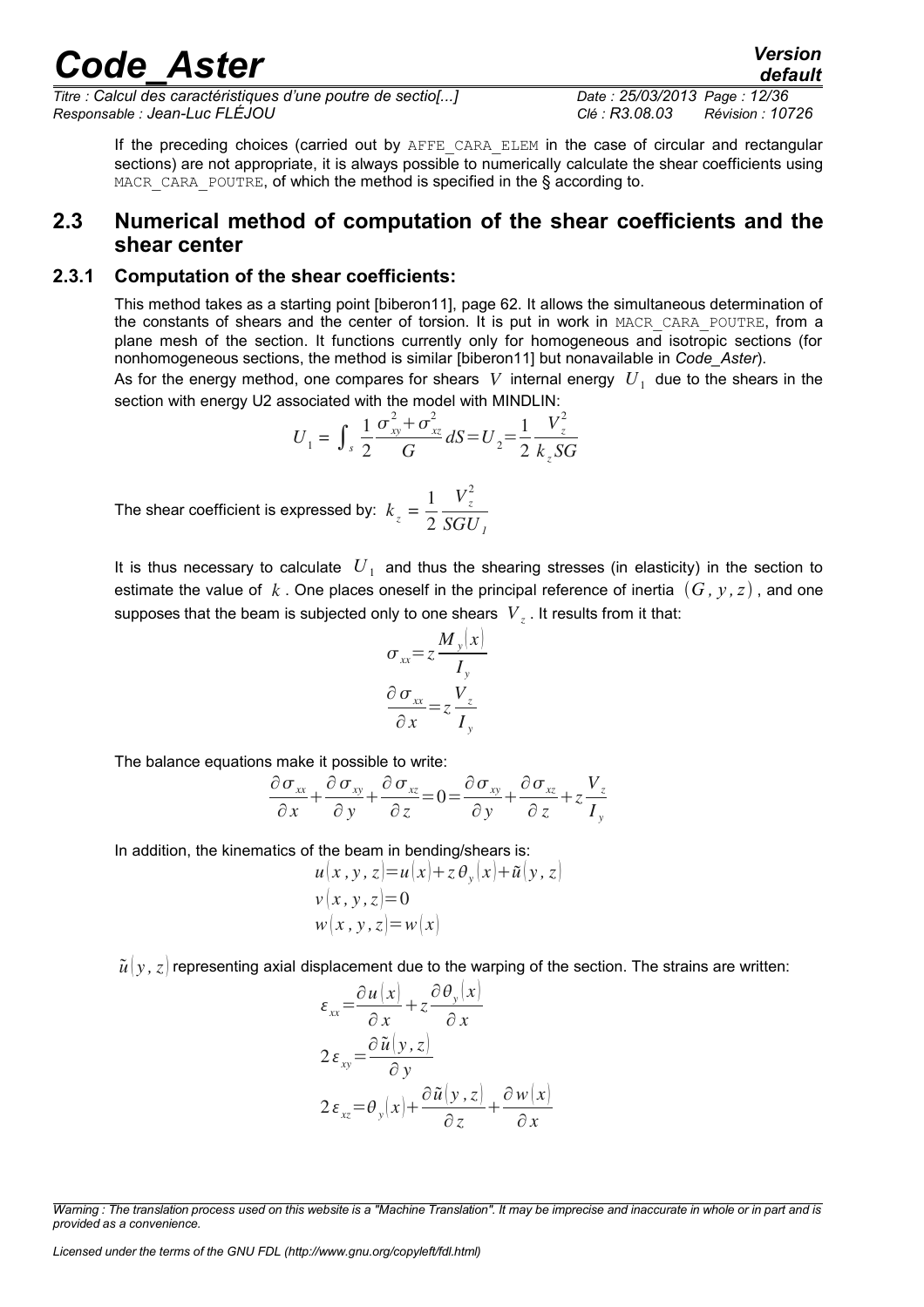If the preceding choices (carried out by AFFE_CARA_ELEM in the case of circular and rectangular sections) are not appropriate, it is always possible to numerically calculate the shear coefficients using MACR_CARA_POUTRE, of which the method is specified in the § according to.

## 2.3 Numerical method of computation of the shear coefficients and the shear center

### 2.3.1 Computation of the shear coefficients:

This method takes as a starting point [biberon11], page 62. It allows the simultaneous determination of the constants of shears and the center of torsion. It is put in work in MACR_CARA_POUTRE, from a plane mesh of the section. It functions currently only for homogeneous and isotropic sections (for nonhomogeneous sections, the method is similar [biberon11] but nonavailable in *Code_Aster*).

As for the energy method, one compares for shears $V$ internal energy $U_1$ due to the shears in the section with energy U2 associated with the model with MINDLIN:

$$U_1 = \int_s \frac{1}{2} \frac{\sigma_{xy}^2 + \sigma_{xz}^2}{G} dS = U_2 = \frac{1}{2} \frac{V_z^2}{k_z SG}$$

The shear coefficient is expressed by: $k_z = \dfrac{1}{2} \dfrac{V_z^2}{SGU_1}$

It is thus necessary to calculate $U_1$ and thus the shearing stresses (in elasticity) in the section to estimate the value of $k$. One places oneself in the principal reference of inertia $(G, y, z)$, and one supposes that the beam is subjected only to one shears $V_z$. It results from it that:

$$\sigma_{xx} = z \frac{M_y(x)}{I_y}$$

$$\frac{\partial \sigma_{xx}}{\partial x} = z \frac{V_z}{I_y}$$

The balance equations make it possible to write:

$$\frac{\partial \sigma_{xx}}{\partial x} + \frac{\partial \sigma_{xy}}{\partial y} + \frac{\partial \sigma_{xz}}{\partial z} = 0 = \frac{\partial \sigma_{xy}}{\partial y} + \frac{\partial \sigma_{xz}}{\partial z} + z \frac{V_z}{I_y}$$

In addition, the kinematics of the beam in bending/shears is:

$$u(x, y, z) = u(x) + z\,\theta_y(x) + \tilde{u}(y, z)$$

$$v(x, y, z) = 0$$

$$w(x, y, z) = w(x)$$

$\tilde{u}(y, z)$ representing axial displacement due to the warping of the section. The strains are written:

$$\varepsilon_{xx} = \frac{\partial u(x)}{\partial x} + z \frac{\partial \theta_y(x)}{\partial x}$$

$$2\varepsilon_{xy} = \frac{\partial \tilde{u}(y, z)}{\partial y}$$

$$2\varepsilon_{xz} = \theta_y(x) + \frac{\partial \tilde{u}(y, z)}{\partial z} + \frac{\partial w(x)}{\partial x}$$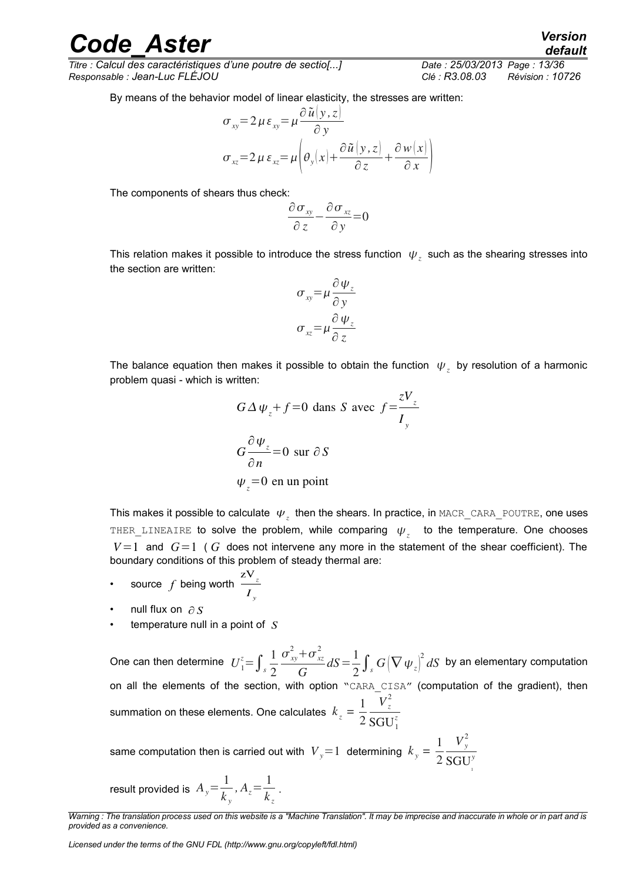By means of the behavior model of linear elasticity, the stresses are written:

$$\sigma_{xy} = 2\mu\,\varepsilon_{xy} = \mu \frac{\partial \tilde{u}(y,z)}{\partial y}$$

$$\sigma_{xz} = 2\mu\,\varepsilon_{xz} = \mu\left(\theta_y(x) + \frac{\partial \tilde{u}(y,z)}{\partial z} + \frac{\partial w(x)}{\partial x}\right)$$

The components of shears thus check:

$$\frac{\partial \sigma_{xy}}{\partial z} - \frac{\partial \sigma_{xz}}{\partial y} = 0$$

This relation makes it possible to introduce the stress function $\psi_z$ such as the shearing stresses into the section are written:

$$\sigma_{xy} = \mu \frac{\partial \psi_z}{\partial y}$$

$$\sigma_{xz} = \mu \frac{\partial \psi_z}{\partial z}$$

The balance equation then makes it possible to obtain the function $\psi_z$ by resolution of a harmonic problem quasi - which is written:

$$G \Delta \psi_z + f = 0 \text{ dans } S \text{ avec } f = \frac{z V_z}{I_y}$$

$$G \frac{\partial \psi_z}{\partial n} = 0 \text{ sur } \partial S$$

$$\psi_z = 0 \text{ en un point}$$

This makes it possible to calculate $\psi_z$ then the shears. In practice, in MACR_CARA_POUTRE, one uses THER_LINEAIRE to solve the problem, while comparing $\psi_z$ to the temperature. One chooses $V=1$ and $G=1$ ( $G$ does not intervene any more in the statement of the shear coefficient). The boundary conditions of this problem of steady thermal are:

- source $f$ being worth $\frac{z V_z}{I_y}$
- null flux on $\partial S$
- temperature null in a point of $S$

One can then determine $U_1^z = \int_s \frac{1}{2} \frac{\sigma_{xy}^2 + \sigma_{xz}^2}{G} dS = \frac{1}{2} \int_s G \left(\nabla \psi_z\right)^2 dS$ by an elementary computation on all the elements of the section, with option "CARA_CISA" (computation of the gradient), then summation on these elements. One calculates $k_z = \frac{1}{2} \frac{V_z^2}{\mathrm{SGU}_1^z}$

same computation then is carried out with $V_y = 1$ determining $k_y = \frac{1}{2} \frac{V_y^2}{\mathrm{SGU}_1^y}$

result provided is $A_y = \frac{1}{k_y}, A_z = \frac{1}{k_z}$.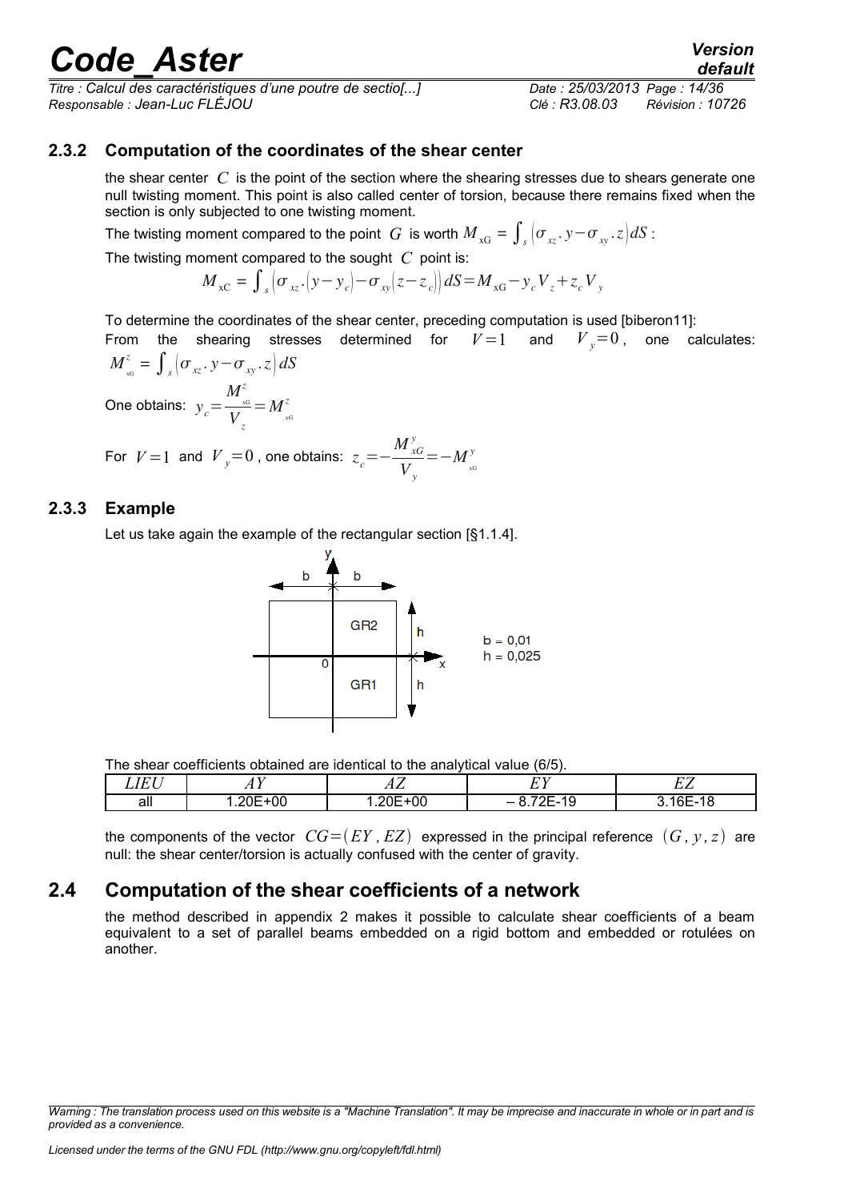### 2.3.2 Computation of the coordinates of the shear center

the shear center $C$ is the point of the section where the shearing stresses due to shears generate one null twisting moment. This point is also called center of torsion, because there remains fixed when the section is only subjected to one twisting moment.

The twisting moment compared to the point $G$ is worth $M_{xG} = \int_s (\sigma_{xz}.y - \sigma_{xy}.z) dS$ :

The twisting moment compared to the sought $C$ point is:

$$M_{xC} = \int_s (\sigma_{xz}.(y-y_c) - \sigma_{xy}(z-z_c)) dS = M_{xG} - y_c V_z + z_c V_y$$

To determine the coordinates of the shear center, preceding computation is used [biberon11]:

From the shearing stresses determined for $V=1$ and $V_y=0$, one calculates: $M^z_{xG} = \int_s (\sigma_{xz}.y - \sigma_{xy}.z) dS$

One obtains: $y_c = \dfrac{M^z_{xG}}{V_z} = M^z_{xG}$

For $V=1$ and $V_y=0$, one obtains: $z_c = -\dfrac{M^y_{xG}}{V_y} = -M^y_{xG}$

### 2.3.3 Example

Let us take again the example of the rectangular section [§1.1.4].

b = 0,01
h = 0,025

The shear coefficients obtained are identical to the analytical value (6/5).

| $LIEU$ | $AY$ | $AZ$ | $EY$ | $EZ$ |
|---|---|---|---|---|
| all | 1.20E+00 | 1.20E+00 | – 8.72E-19 | 3.16E-18 |

the components of the vector $CG=(EY, EZ)$ expressed in the principal reference $(G, y, z)$ are null: the shear center/torsion is actually confused with the center of gravity.

## 2.4 Computation of the shear coefficients of a network

the method described in appendix 2 makes it possible to calculate shear coefficients of a beam equivalent to a set of parallel beams embedded on a rigid bottom and embedded or rotulées on another.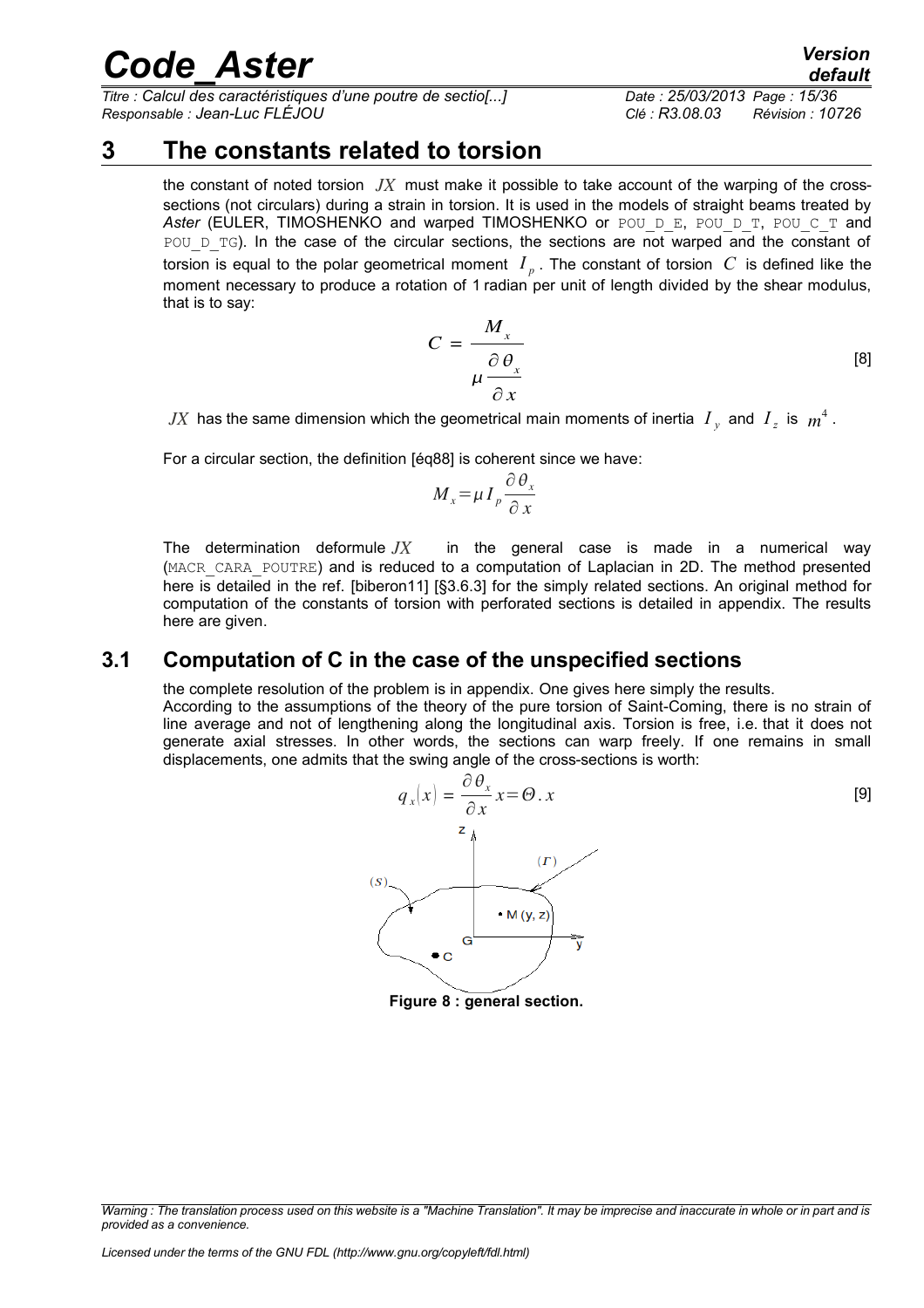# 3 The constants related to torsion

the constant of noted torsion $JX$ must make it possible to take account of the warping of the cross-sections (not circulars) during a strain in torsion. It is used in the models of straight beams treated by *Aster* (EULER, TIMOSHENKO and warped TIMOSHENKO or POU_D_E, POU_D_T, POU_C_T and POU_D_TG). In the case of the circular sections, the sections are not warped and the constant of torsion is equal to the polar geometrical moment $I_p$. The constant of torsion $C$ is defined like the moment necessary to produce a rotation of 1 radian per unit of length divided by the shear modulus, that is to say:

$$C = \frac{M_x}{\mu \dfrac{\partial \theta_x}{\partial x}} \qquad [8]$$

$JX$ has the same dimension which the geometrical main moments of inertia $I_y$ and $I_z$ is $m^4$.

For a circular section, the definition [éq88] is coherent since we have:

$$M_x = \mu I_p \frac{\partial \theta_x}{\partial x}$$

The determination deformule $JX$ in the general case is made in a numerical way (MACR_CARA_POUTRE) and is reduced to a computation of Laplacian in 2D. The method presented here is detailed in the ref. [biberon11] [§3.6.3] for the simply related sections. An original method for computation of the constants of torsion with perforated sections is detailed in appendix. The results here are given.

## 3.1 Computation of C in the case of the unspecified sections

the complete resolution of the problem is in appendix. One gives here simply the results.
According to the assumptions of the theory of the pure torsion of Saint-Coming, there is no strain of line average and not of lengthening along the longitudinal axis. Torsion is free, i.e. that it does not generate axial stresses. In other words, the sections can warp freely. If one remains in small displacements, one admits that the swing angle of the cross-sections is worth:

$$q_x(x) = \frac{\partial \theta_x}{\partial x} x = \Theta . x \qquad [9]$$

**Figure 8 : general section.**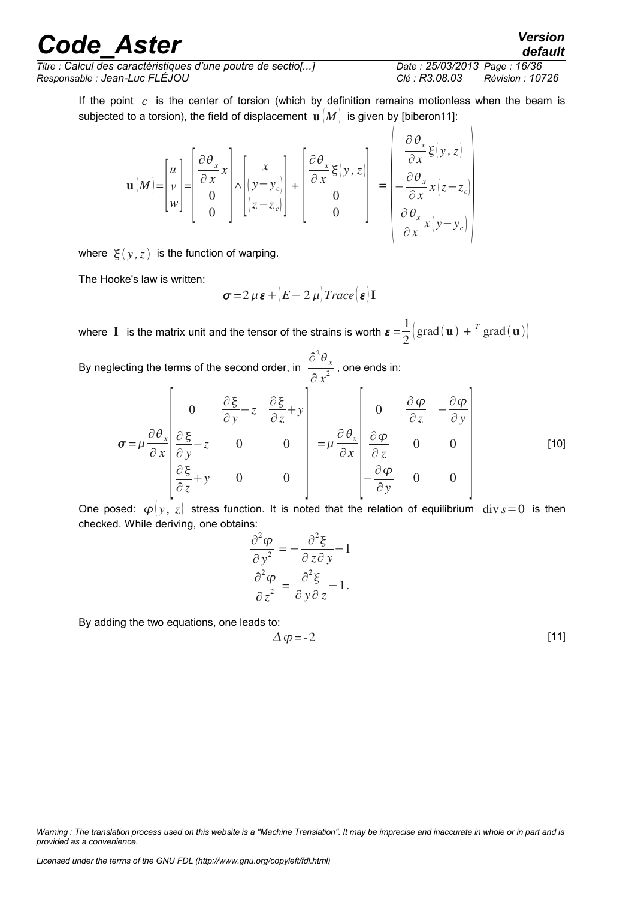If the point $c$ is the center of torsion (which by definition remains motionless when the beam is subjected to a torsion), the field of displacement $\mathbf{u}(M)$ is given by [biberon11]:

$$\mathbf{u}(M)=\begin{bmatrix} u \\ v \\ w \end{bmatrix}=\begin{bmatrix} \frac{\partial \theta_x}{\partial x} x \\ 0 \\ 0 \end{bmatrix} \wedge \begin{bmatrix} x \\ (y-y_c) \\ (z-z_c) \end{bmatrix} + \begin{bmatrix} \frac{\partial \theta_x}{\partial x} \xi(y,z) \\ 0 \\ 0 \end{bmatrix} = \begin{pmatrix} \frac{\partial \theta_x}{\partial x} \xi(y,z) \\ -\frac{\partial \theta_x}{\partial x} x (z-z_c) \\ \frac{\partial \theta_x}{\partial x} x (y-y_c) \end{pmatrix}$$

where $\xi(y,z)$ is the function of warping.

The Hooke's law is written:

$$\boldsymbol{\sigma}=2\mu\boldsymbol{\varepsilon}+(E-2\mu)\,Trace(\boldsymbol{\varepsilon})\,\mathbf{I}$$

where $\mathbf{I}$ is the matrix unit and the tensor of the strains is worth $\boldsymbol{\varepsilon}=\frac{1}{2}\left(\operatorname{grad}(\mathbf{u}) + {}^{T}\operatorname{grad}(\mathbf{u})\right)$

By neglecting the terms of the second order, in $\frac{\partial^2 \theta_x}{\partial x^2}$, one ends in:

$$\boldsymbol{\sigma}=\mu\frac{\partial \theta_x}{\partial x}\begin{bmatrix} 0 & \frac{\partial \xi}{\partial y}-z & \frac{\partial \xi}{\partial z}+y \\ \frac{\partial \xi}{\partial y}-z & 0 & 0 \\ \frac{\partial \xi}{\partial z}+y & 0 & 0 \end{bmatrix} = \mu\frac{\partial \theta_x}{\partial x}\begin{bmatrix} 0 & \frac{\partial \varphi}{\partial z} & -\frac{\partial \varphi}{\partial y} \\ \frac{\partial \varphi}{\partial z} & 0 & 0 \\ -\frac{\partial \varphi}{\partial y} & 0 & 0 \end{bmatrix} \qquad [10]$$

One posed: $\varphi(y, z)$ stress function. It is noted that the relation of equilibrium $\operatorname{div} s=0$ is then checked. While deriving, one obtains:

$$\frac{\partial^2 \varphi}{\partial y^2} = -\frac{\partial^2 \xi}{\partial z \partial y}-1$$
$$\frac{\partial^2 \varphi}{\partial z^2} = \frac{\partial^2 \xi}{\partial y \partial z}-1.$$

By adding the two equations, one leads to:

$$\Delta\varphi=-2 \qquad [11]$$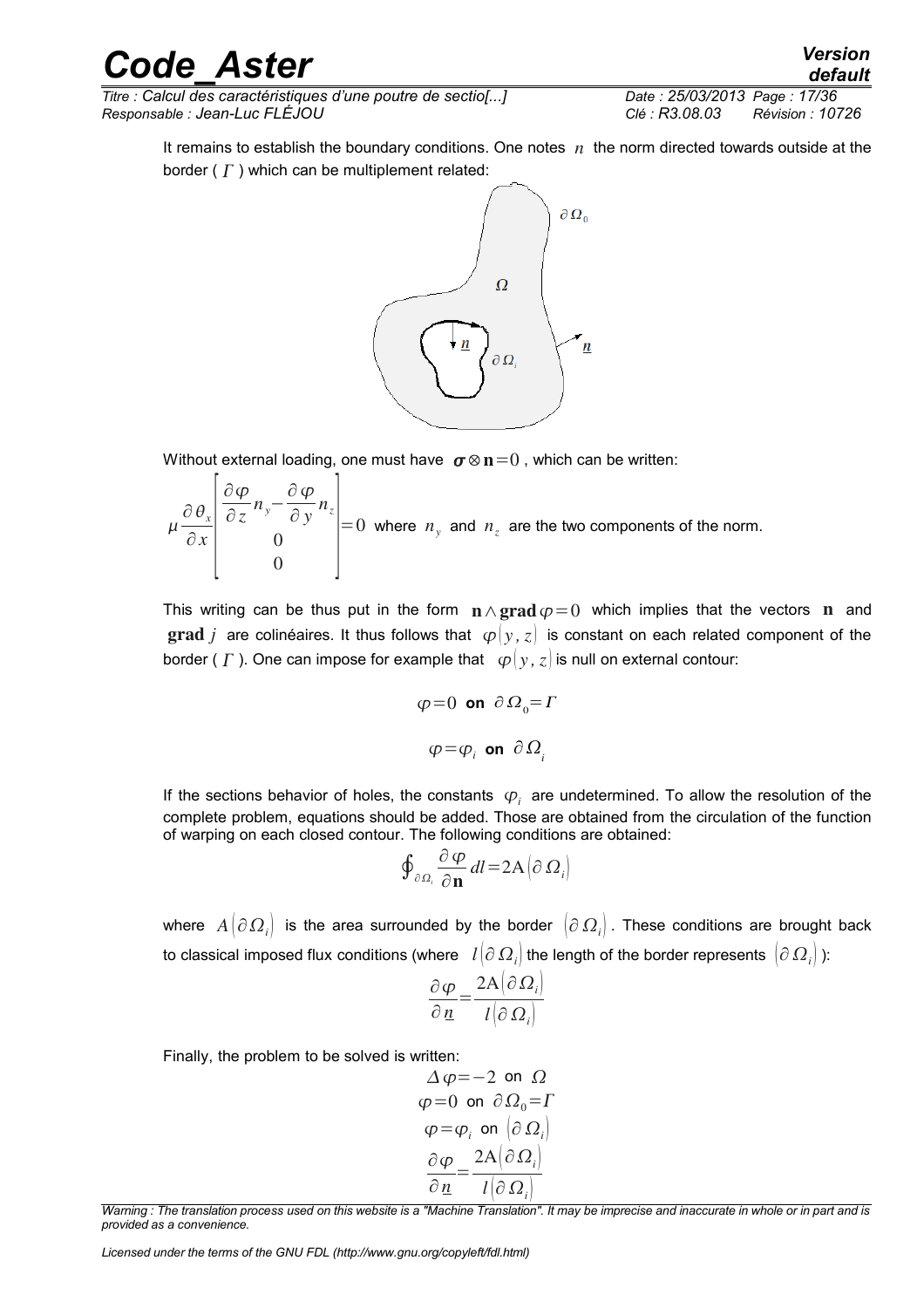It remains to establish the boundary conditions. One notes $n$ the norm directed towards outside at the border ( $\Gamma$ ) which can be multiplement related:

Without external loading, one must have $\boldsymbol{\sigma} \otimes \mathbf{n} = 0$ , which can be written:

$$\mu \frac{\partial \theta_x}{\partial x} \begin{bmatrix} \frac{\partial \varphi}{\partial z} n_y - \frac{\partial \varphi}{\partial y} n_z \\ 0 \\ 0 \end{bmatrix} = 0$$ where $n_y$ and $n_z$ are the two components of the norm.

This writing can be thus put in the form $\mathbf{n} \wedge \mathbf{grad}\, \varphi = 0$ which implies that the vectors $\mathbf{n}$ and $\mathbf{grad}\, j$ are colinéaires. It thus follows that $\varphi(y, z)$ is constant on each related component of the border ( $\Gamma$ ). One can impose for example that $\varphi(y, z)$ is null on external contour:

$$\varphi = 0 \text{ on } \partial \Omega_0 = \Gamma$$

$$\varphi = \varphi_i \text{ on } \partial \Omega_i$$

If the sections behavior of holes, the constants $\varphi_i$ are undetermined. To allow the resolution of the complete problem, equations should be added. Those are obtained from the circulation of the function of warping on each closed contour. The following conditions are obtained:

$$\oint_{\partial \Omega_i} \frac{\partial \varphi}{\partial \mathbf{n}} dl = 2\mathrm{A}(\partial \Omega_i)$$

where $A(\partial \Omega_i)$ is the area surrounded by the border $(\partial \Omega_i)$. These conditions are brought back to classical imposed flux conditions (where $l(\partial \Omega_i)$ the length of the border represents $(\partial \Omega_i)$ ):

$$\frac{\partial \varphi}{\partial \underline{n}} = \frac{2\mathrm{A}(\partial \Omega_i)}{l(\partial \Omega_i)}$$

Finally, the problem to be solved is written:

$$\Delta \varphi = -2 \text{ on } \Omega$$
$$\varphi = 0 \text{ on } \partial \Omega_0 = \Gamma$$
$$\varphi = \varphi_i \text{ on } (\partial \Omega_i)$$
$$\frac{\partial \varphi}{\partial \underline{n}} = \frac{2\mathrm{A}(\partial \Omega_i)}{l(\partial \Omega_i)}$$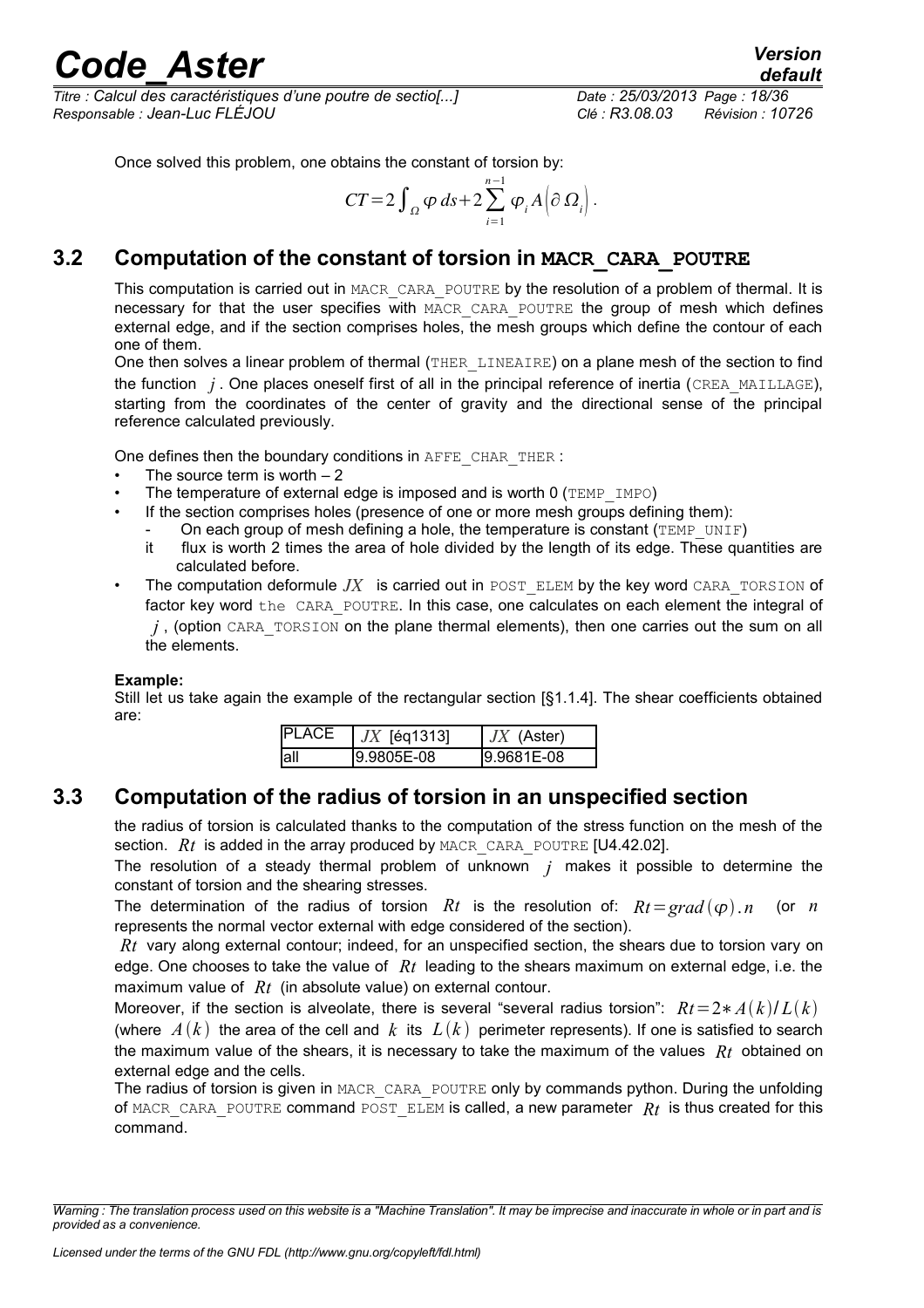Once solved this problem, one obtains the constant of torsion by:

$$CT = 2\int_{\Omega} \varphi \, ds + 2\sum_{i=1}^{n-1} \varphi_i A\left(\partial\, \Omega_i\right).$$

## 3.2 Computation of the constant of torsion in MACR_CARA_POUTRE

This computation is carried out in MACR_CARA_POUTRE by the resolution of a problem of thermal. It is necessary for that the user specifies with MACR_CARA_POUTRE the group of mesh which defines external edge, and if the section comprises holes, the mesh groups which define the contour of each one of them.

One then solves a linear problem of thermal (THER_LINEAIRE) on a plane mesh of the section to find the function $j$. One places oneself first of all in the principal reference of inertia (CREA_MAILLAGE), starting from the coordinates of the center of gravity and the directional sense of the principal reference calculated previously.

One defines then the boundary conditions in AFFE_CHAR_THER :

- The source term is worth $-2$
- The temperature of external edge is imposed and is worth 0 (TEMP_IMPO)
- If the section comprises holes (presence of one or more mesh groups defining them):
  - On each group of mesh defining a hole, the temperature is constant (TEMP_UNIF)
  - it flux is worth 2 times the area of hole divided by the length of its edge. These quantities are calculated before.
- The computation deformule $JX$ is carried out in POST_ELEM by the key word CARA_TORSION of factor key word the CARA_POUTRE. In this case, one calculates on each element the integral of $j$, (option CARA_TORSION on the plane thermal elements), then one carries out the sum on all the elements.

**Example:**

Still let us take again the example of the rectangular section [§1.1.4]. The shear coefficients obtained are:

| PLACE | $JX$ [éq1313] | $JX$ (Aster) |
|---|---|---|
| all | 9.9805E-08 | 9.9681E-08 |

## 3.3 Computation of the radius of torsion in an unspecified section

the radius of torsion is calculated thanks to the computation of the stress function on the mesh of the section. $Rt$ is added in the array produced by MACR_CARA_POUTRE [U4.42.02].

The resolution of a steady thermal problem of unknown $j$ makes it possible to determine the constant of torsion and the shearing stresses.

The determination of the radius of torsion $Rt$ is the resolution of: $Rt = grad(\varphi).n$ (or $n$ represents the normal vector external with edge considered of the section).

$Rt$ vary along external contour; indeed, for an unspecified section, the shears due to torsion vary on edge. One chooses to take the value of $Rt$ leading to the shears maximum on external edge, i.e. the maximum value of $Rt$ (in absolute value) on external contour.

Moreover, if the section is alveolate, there is several "several radius torsion": $Rt = 2 * A(k)/L(k)$ (where $A(k)$ the area of the cell and $k$ its $L(k)$ perimeter represents). If one is satisfied to search the maximum value of the shears, it is necessary to take the maximum of the values $Rt$ obtained on external edge and the cells.

The radius of torsion is given in MACR_CARA_POUTRE only by commands python. During the unfolding of MACR_CARA_POUTRE command POST_ELEM is called, a new parameter $Rt$ is thus created for this command.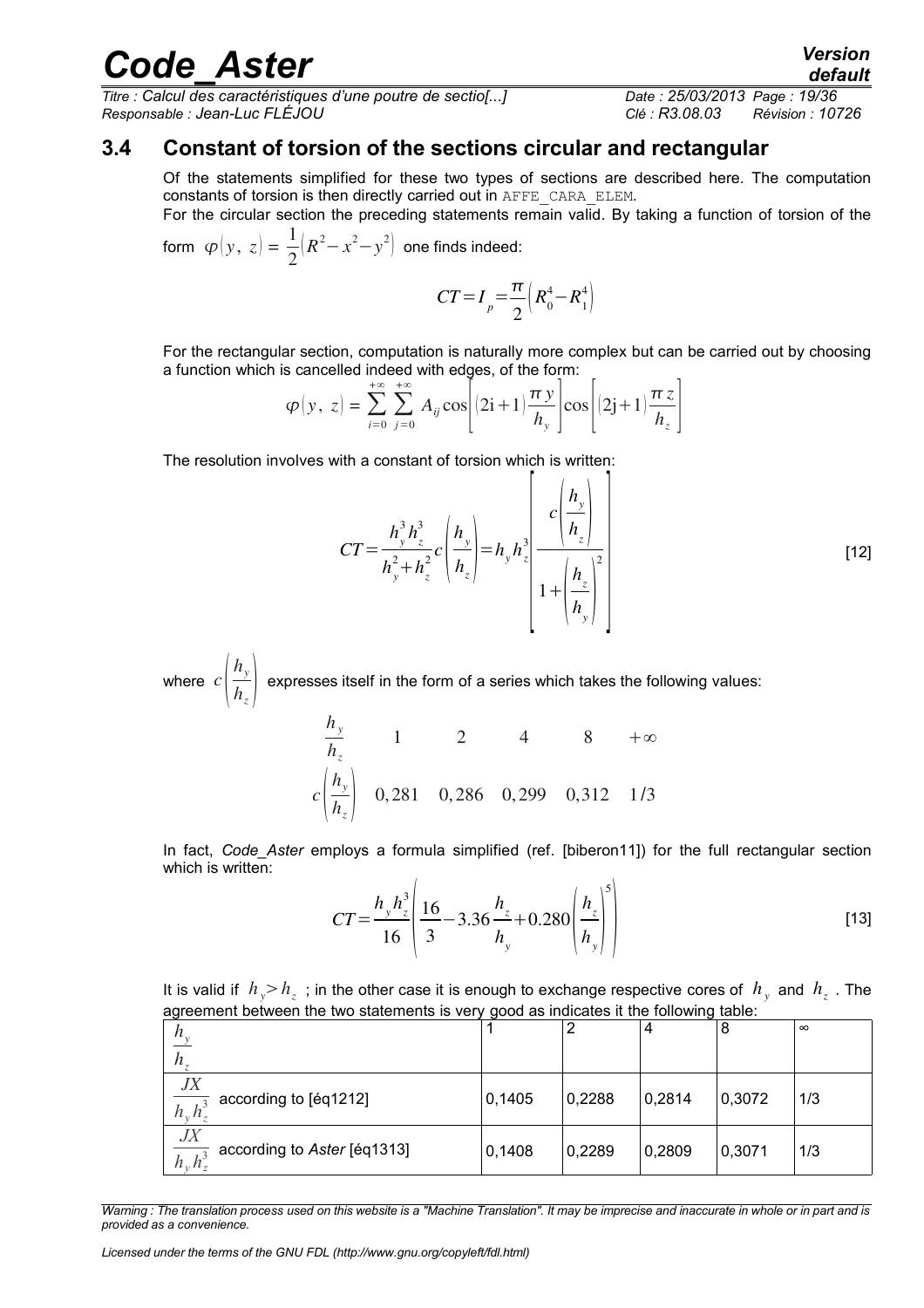## 3.4 Constant of torsion of the sections circular and rectangular

Of the statements simplified for these two types of sections are described here. The computation constants of torsion is then directly carried out in AFFE_CARA_ELEM.

For the circular section the preceding statements remain valid. By taking a function of torsion of the form $\varphi(y, z) = \frac{1}{2}\left(R^2 - x^2 - y^2\right)$ one finds indeed:

$$CT = I_p = \frac{\pi}{2}\left(R_0^4 - R_1^4\right)$$

For the rectangular section, computation is naturally more complex but can be carried out by choosing a function which is cancelled indeed with edges, of the form:

$$\varphi(y, z) = \sum_{i=0}^{+\infty} \sum_{j=0}^{+\infty} A_{ij} \cos\left[(2i+1)\frac{\pi y}{h_y}\right] \cos\left[(2j+1)\frac{\pi z}{h_z}\right]$$

The resolution involves with a constant of torsion which is written:

$$CT = \frac{h_y^3 h_z^3}{h_y^2 + h_z^2} c\left(\frac{h_y}{h_z}\right) = h_y h_z^3 \left[\frac{c\left(\frac{h_y}{h_z}\right)}{1 + \left(\frac{h_z}{h_y}\right)^2}\right] \quad [12]$$

where $c\left(\frac{h_y}{h_z}\right)$ expresses itself in the form of a series which takes the following values:

| $\frac{h_y}{h_z}$ | 1 | 2 | 4 | 8 | $+\infty$ |
|---|---|---|---|---|---|
| $c\left(\frac{h_y}{h_z}\right)$ | 0,281 | 0,286 | 0,299 | 0,312 | 1/3 |

In fact, *Code_Aster* employs a formula simplified (ref. [biberon11]) for the full rectangular section which is written:

$$CT = \frac{h_y h_z^3}{16}\left(\frac{16}{3} - 3.36\frac{h_z}{h_y} + 0.280\left(\frac{h_z}{h_y}\right)^5\right) \quad [13]$$

It is valid if $h_y > h_z$ ; in the other case it is enough to exchange respective cores of $h_y$ and $h_z$ . The agreement between the two statements is very good as indicates it the following table:

| $\frac{h_y}{h_z}$ | 1 | 2 | 4 | 8 | $\infty$ |
|---|---|---|---|---|---|
| $\frac{JX}{h_y h_z^3}$ according to [éq1212] | 0,1405 | 0,2288 | 0,2814 | 0,3072 | 1/3 |
| $\frac{JX}{h_y h_z^3}$ according to *Aster* [éq1313] | 0,1408 | 0,2289 | 0,2809 | 0,3071 | 1/3 |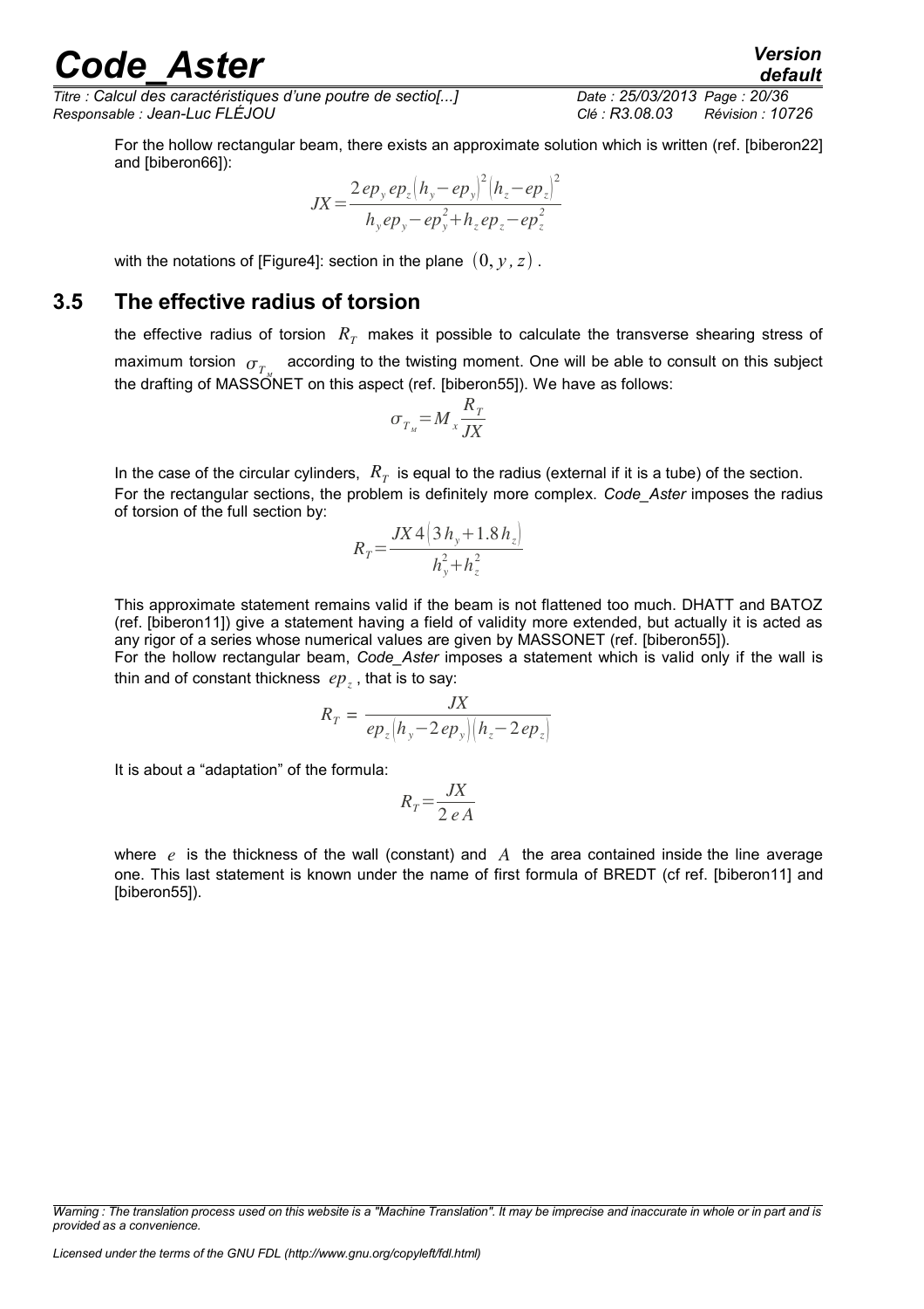For the hollow rectangular beam, there exists an approximate solution which is written (ref. [biberon22] and [biberon66]):

$$JX = \frac{2\,ep_y\,ep_z\left(h_y - ep_y\right)^2\left(h_z - ep_z\right)^2}{h_y ep_y - ep_y^2 + h_z ep_z - ep_z^2}$$

with the notations of [Figure4]: section in the plane $(0, y, z)$.

## 3.5 The effective radius of torsion

the effective radius of torsion $R_T$ makes it possible to calculate the transverse shearing stress of maximum torsion $\sigma_{T_M}$ according to the twisting moment. One will be able to consult on this subject the drafting of MASSONET on this aspect (ref. [biberon55]). We have as follows:

$$\sigma_{T_M} = M_x \frac{R_T}{JX}$$

In the case of the circular cylinders, $R_T$ is equal to the radius (external if it is a tube) of the section. For the rectangular sections, the problem is definitely more complex. *Code_Aster* imposes the radius of torsion of the full section by:

$$R_T = \frac{JX\,4\left(3\,h_y + 1.8\,h_z\right)}{h_y^2 + h_z^2}$$

This approximate statement remains valid if the beam is not flattened too much. DHATT and BATOZ (ref. [biberon11]) give a statement having a field of validity more extended, but actually it is acted as any rigor of a series whose numerical values are given by MASSONET (ref. [biberon55]).
For the hollow rectangular beam, *Code_Aster* imposes a statement which is valid only if the wall is thin and of constant thickness $ep_z$, that is to say:

$$R_T = \frac{JX}{ep_z\left(h_y - 2\,ep_y\right)\left(h_z - 2\,ep_z\right)}$$

It is about a "adaptation" of the formula:

$$R_T = \frac{JX}{2\,e\,A}$$

where $e$ is the thickness of the wall (constant) and $A$ the area contained inside the line average one. This last statement is known under the name of first formula of BREDT (cf ref. [biberon11] and [biberon55]).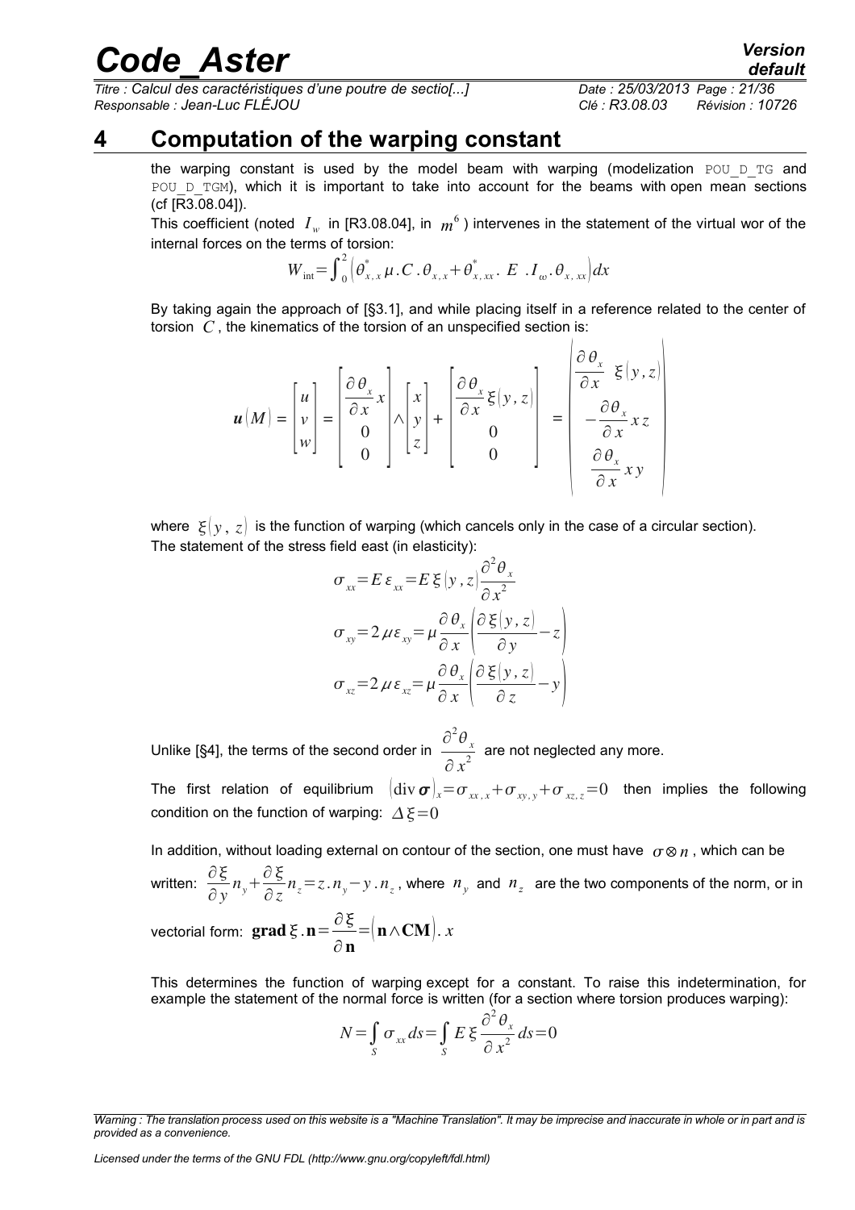# 4 Computation of the warping constant

the warping constant is used by the model beam with warping (modelization POU_D_TG and POU_D_TGM), which it is important to take into account for the beams with open mean sections (cf [R3.08.04]).

This coefficient (noted $I_w$ in [R3.08.04], in $m^6$) intervenes in the statement of the virtual wor of the internal forces on the terms of torsion:

$$W_{\text{int}}=\int_0^2 \left(\theta^*_{x,x}\,\mu.C.\theta_{x,x}+\theta^*_{x,xx}.\;E\;.I_\omega.\theta_{x,xx}\right)dx$$

By taking again the approach of [§3.1], and while placing itself in a reference related to the center of torsion $C$, the kinematics of the torsion of an unspecified section is:

$$\boldsymbol{u}(M)=\begin{bmatrix}u\\v\\w\end{bmatrix}=\begin{bmatrix}\dfrac{\partial\theta_x}{\partial x}x\\0\\0\end{bmatrix}\wedge\begin{bmatrix}x\\y\\z\end{bmatrix}+\begin{bmatrix}\dfrac{\partial\theta_x}{\partial x}\xi(y,z)\\0\\0\end{bmatrix}=\begin{vmatrix}\dfrac{\partial\theta_x}{\partial x}\ \xi(y,z)\\-\dfrac{\partial\theta_x}{\partial x}xz\\\dfrac{\partial\theta_x}{\partial x}xy\end{vmatrix}$$

where $\xi(y,z)$ is the function of warping (which cancels only in the case of a circular section).
The statement of the stress field east (in elasticity):

$$\sigma_{xx}=E\,\varepsilon_{xx}=E\,\xi(y,z)\frac{\partial^2\theta_x}{\partial x^2}$$
$$\sigma_{xy}=2\mu\varepsilon_{xy}=\mu\frac{\partial\theta_x}{\partial x}\left(\frac{\partial\xi(y,z)}{\partial y}-z\right)$$
$$\sigma_{xz}=2\mu\varepsilon_{xz}=\mu\frac{\partial\theta_x}{\partial x}\left(\frac{\partial\xi(y,z)}{\partial z}-y\right)$$

Unlike [§4], the terms of the second order in $\dfrac{\partial^2\theta_x}{\partial x^2}$ are not neglected any more.

The first relation of equilibrium $(\operatorname{div}\boldsymbol{\sigma})_x=\sigma_{xx,x}+\sigma_{xy,y}+\sigma_{xz,z}=0$ then implies the following condition on the function of warping: $\Delta\xi=0$

In addition, without loading external on contour of the section, one must have $\sigma\otimes n$, which can be written: $\dfrac{\partial\xi}{\partial y}n_y+\dfrac{\partial\xi}{\partial z}n_z=z.n_y-y.n_z$, where $n_y$ and $n_z$ are the two components of the norm, or in vectorial form: $\mathbf{grad}\,\xi.\mathbf{n}=\dfrac{\partial\xi}{\partial\mathbf{n}}=(\mathbf{n}\wedge\mathbf{CM}).x$

This determines the function of warping except for a constant. To raise this indetermination, for example the statement of the normal force is written (for a section where torsion produces warping):

$$N=\int_S\sigma_{xx}ds=\int_S E\,\xi\frac{\partial^2\theta_x}{\partial x^2}ds=0$$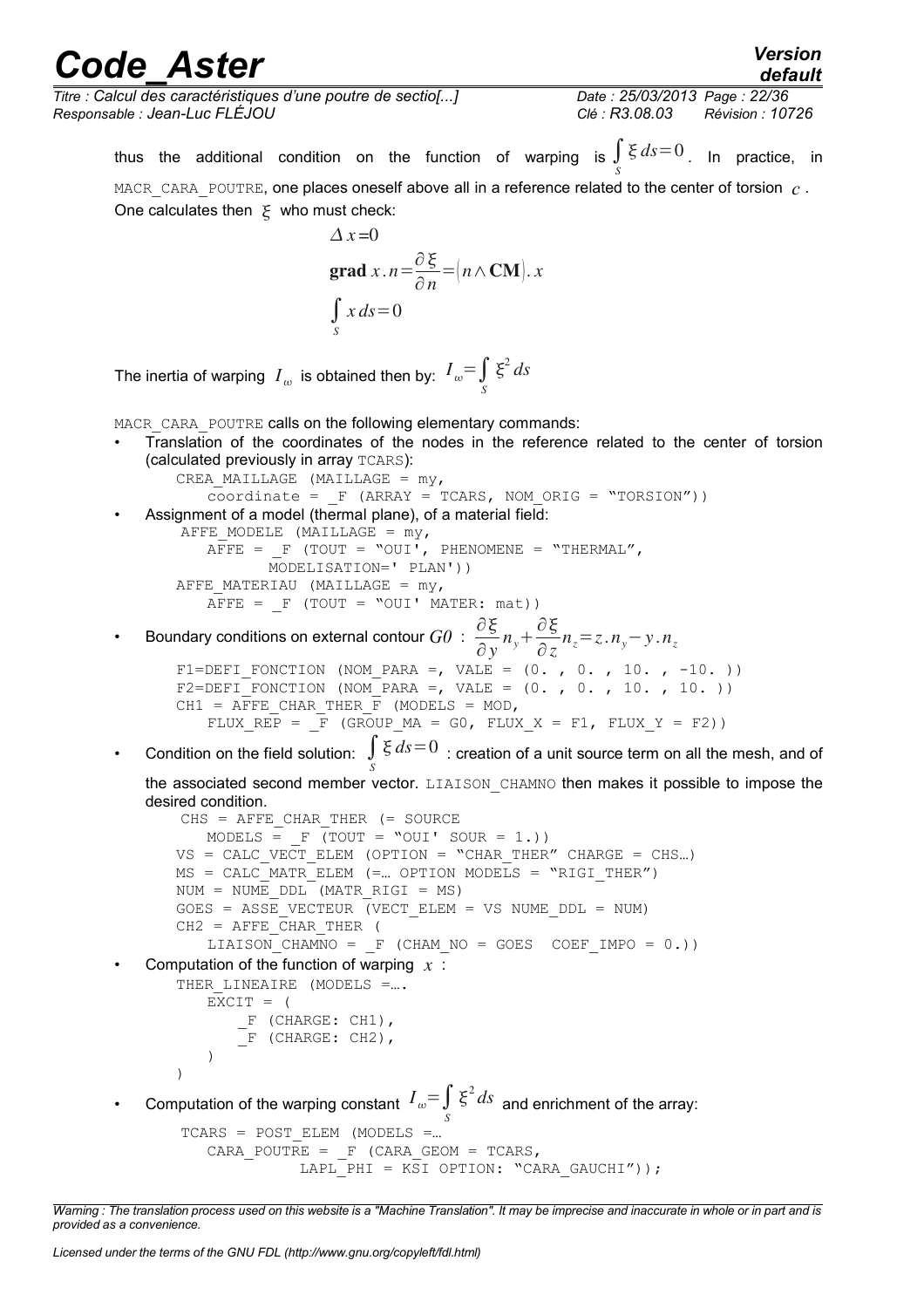thus the additional condition on the function of warping is $\int_S \xi \, ds = 0$. In practice, in MACR_CARA_POUTRE, one places oneself above all in a reference related to the center of torsion $c$. One calculates then $\xi$ who must check:

$$\Delta x = 0$$

$$\mathbf{grad}\, x . n = \frac{\partial \xi}{\partial n} = \left( n \wedge \mathbf{CM} \right) . x$$

$$\int_S x \, ds = 0$$

The inertia of warping $I_\omega$ is obtained then by: $I_\omega = \int_S \xi^2 \, ds$

MACR_CARA_POUTRE calls on the following elementary commands:

- Translation of the coordinates of the nodes in the reference related to the center of torsion (calculated previously in array TCARS):

```
CREA_MAILLAGE (MAILLAGE = my,
    coordinate = _F (ARRAY = TCARS, NOM_ORIG = "TORSION"))
```

- Assignment of a model (thermal plane), of a material field:

```
AFFE_MODELE (MAILLAGE = my,
    AFFE = _F (TOUT = "OUI', PHENOMENE = "THERMAL",
          MODELISATION=' PLAN'))
AFFE_MATERIAU (MAILLAGE = my,
    AFFE = _F (TOUT = "OUI' MATER: mat))
```

- Boundary conditions on external contour $G0$ : $\frac{\partial \xi}{\partial y} n_y + \frac{\partial \xi}{\partial z} n_z = z . n_y - y . n_z$

```
F1=DEFI_FONCTION (NOM_PARA =, VALE = (0. , 0. , 10. , -10. ))
F2=DEFI_FONCTION (NOM_PARA =, VALE = (0. , 0. , 10. , 10. ))
CH1 = AFFE_CHAR_THER_F (MODELS = MOD,
    FLUX_REP = _F (GROUP_MA = G0, FLUX_X = F1, FLUX_Y = F2))
```

- Condition on the field solution: $\int_S \xi \, ds = 0$ : creation of a unit source term on all the mesh, and of the associated second member vector. LIAISON_CHAMNO then makes it possible to impose the desired condition.

```
CHS = AFFE_CHAR_THER (= SOURCE
    MODELS = _F (TOUT = "OUI' SOUR = 1.))
VS = CALC_VECT_ELEM (OPTION = "CHAR_THER" CHARGE = CHS…)
MS = CALC_MATR_ELEM (=… OPTION MODELS = "RIGI_THER")
NUM = NUME_DDL (MATR_RIGI = MS)
GOES = ASSE_VECTEUR (VECT_ELEM = VS NUME_DDL = NUM)
CH2 = AFFE_CHAR_THER (
    LIAISON_CHAMNO = _F (CHAM_NO = GOES  COEF_IMPO = 0.))
```

- Computation of the function of warping $x$ :

```
THER_LINEAIRE (MODELS =….
    EXCIT = (
        _F (CHARGE: CH1),
        _F (CHARGE: CH2),
    )
)
```

- Computation of the warping constant $I_\omega = \int_S \xi^2 \, ds$ and enrichment of the array:

```
TCARS = POST_ELEM (MODELS =…
    CARA_POUTRE = _F (CARA_GEOM = TCARS,
              LAPL_PHI = KSI OPTION: "CARA_GAUCHI"));
```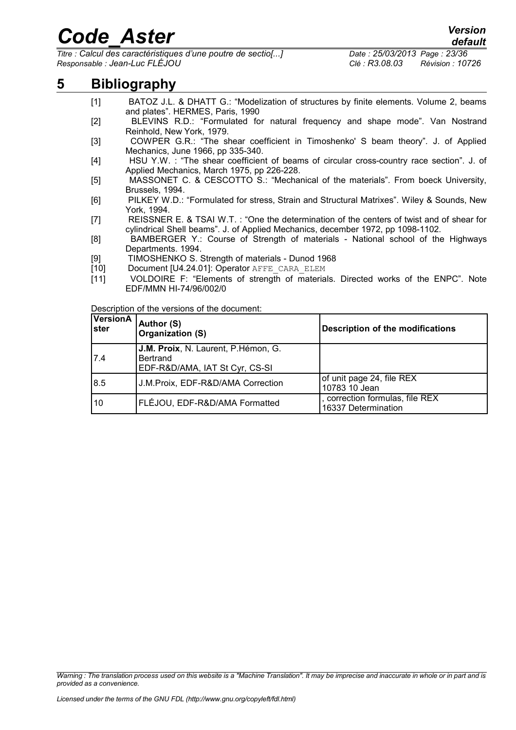# 5 Bibliography

[1] BATOZ J.L. & DHATT G.: "Modelization of structures by finite elements. Volume 2, beams and plates". HERMES, Paris, 1990

[2] BLEVINS R.D.: "Formulated for natural frequency and shape mode". Van Nostrand Reinhold, New York, 1979.

[3] COWPER G.R.: "The shear coefficient in Timoshenko' S beam theory". J. of Applied Mechanics, June 1966, pp 335-340.

[4] HSU Y.W. : "The shear coefficient of beams of circular cross-country race section". J. of Applied Mechanics, March 1975, pp 226-228.

[5] MASSONET C. & CESCOTTO S.: "Mechanical of the materials". From boeck University, Brussels, 1994.

[6] PILKEY W.D.: "Formulated for stress, Strain and Structural Matrixes". Wiley & Sounds, New York, 1994.

[7] REISSNER E. & TSAI W.T. : "One the determination of the centers of twist and of shear for cylindrical Shell beams". J. of Applied Mechanics, december 1972, pp 1098-1102.

[8] BAMBERGER Y.: Course of Strength of materials - National school of the Highways Departments. 1994.

[9] TIMOSHENKO S. Strength of materials - Dunod 1968

[10] Document [U4.24.01]: Operator `AFFE_CARA_ELEM`

[11] VOLDOIRE F: "Elements of strength of materials. Directed works of the ENPC". Note EDF/MMN HI-74/96/002/0

Description of the versions of the document:

| VersionAster | Author (S) Organization (S) | Description of the modifications |
| --- | --- | --- |
| 7.4 | **J.M. Proix**, N. Laurent, P.Hémon, G. Bertrand EDF-R&D/AMA, IAT St Cyr, CS-SI | |
| 8.5 | J.M.Proix, EDF-R&D/AMA Correction | of unit page 24, file REX 10783 10 Jean |
| 10 | FLÉJOU, EDF-R&D/AMA Formatted | , correction formulas, file REX 16337 Determination |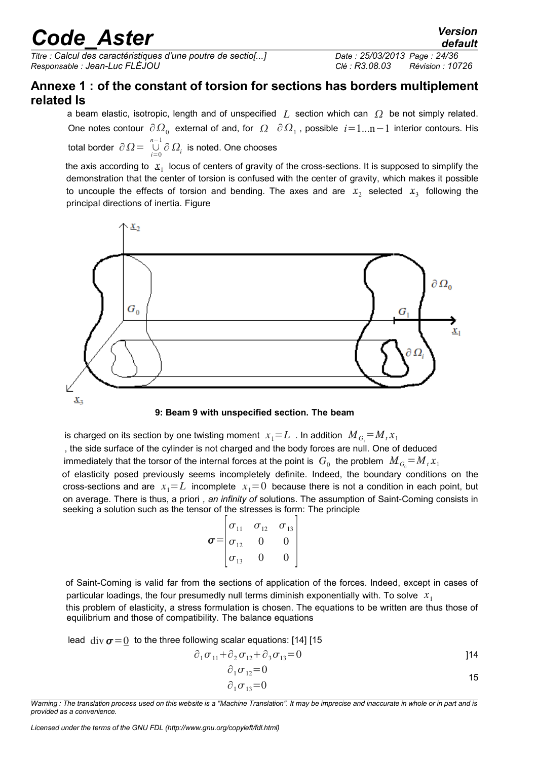## Annexe 1 : of the constant of torsion for sections has borders multiplement related Is

a beam elastic, isotropic, length and of unspecified $L$ section which can $\Omega$ be not simply related. One notes contour $\partial\Omega_0$ external of and, for $\Omega$ $\partial\Omega_1$, possible $i=1...n-1$ interior contours. His total border $\partial\Omega=\bigcup_{i=0}^{n-1}\partial\Omega_i$ is noted. One chooses

the axis according to $\underline{x}_1$ locus of centers of gravity of the cross-sections. It is supposed to simplify the demonstration that the center of torsion is confused with the center of gravity, which makes it possible to uncouple the effects of torsion and bending. The axes and are $x_2$ selected $x_3$ following the principal directions of inertia. Figure

**9: Beam 9 with unspecified section. The beam**

is charged on its section by one twisting moment $x_1=L$ . In addition $\underline{M}_{G_1}=M_t\underline{x}_1$

, the side surface of the cylinder is not charged and the body forces are null. One of deduced immediately that the torsor of the internal forces at the point is $G_0$ the problem $\underline{M}_{G_0}=M_t\underline{x}_1$ of elasticity posed previously seems incompletely definite. Indeed, the boundary conditions on the cross-sections and are $x_1=L$ incomplete $x_1=0$ because there is not a condition in each point, but on average. There is thus, a priori *, an infinity of* solutions. The assumption of Saint-Coming consists in seeking a solution such as the tensor of the stresses is form: The principle

$$\boldsymbol{\sigma}=\begin{bmatrix}\sigma_{11} & \sigma_{12} & \sigma_{13}\\ \sigma_{12} & 0 & 0\\ \sigma_{13} & 0 & 0\end{bmatrix}$$

of Saint-Coming is valid far from the sections of application of the forces. Indeed, except in cases of particular loadings, the four presumedly null terms diminish exponentially with. To solve $x_1$ this problem of elasticity, a stress formulation is chosen. The equations to be written are thus those of equilibrium and those of compatibility. The balance equations

lead $\operatorname{div}\boldsymbol{\sigma}=\underline{0}$ to the three following scalar equations: [14] [15

$$\partial_1\sigma_{11}+\partial_2\sigma_{12}+\partial_3\sigma_{13}=0 \quad ]14$$

$$\begin{aligned}\partial_1\sigma_{12}&=0\\ \partial_1\sigma_{13}&=0\end{aligned} \quad 15$$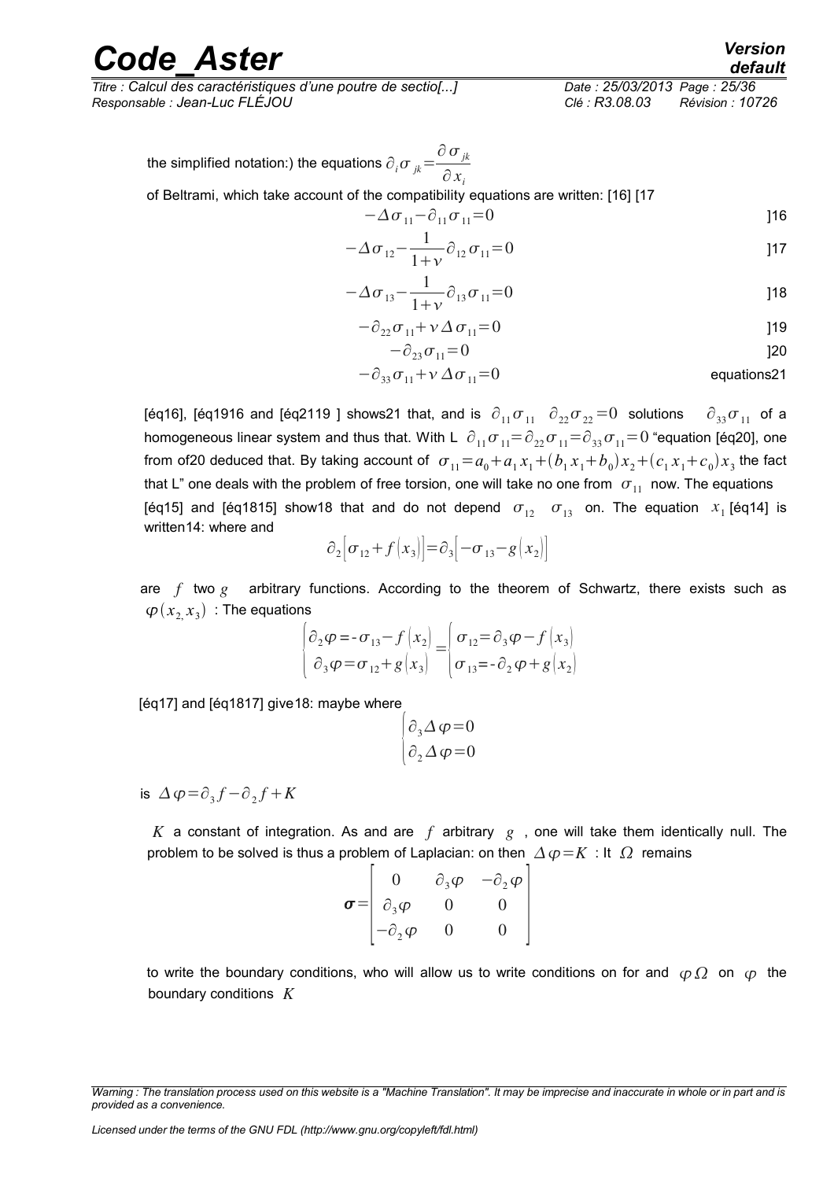the simplified notation:) the equations $\partial_i \sigma_{jk} = \dfrac{\partial \sigma_{jk}}{\partial x_i}$

of Beltrami, which take account of the compatibility equations are written: [16] [17

$$-\Delta \sigma_{11} - \partial_{11} \sigma_{11} = 0 \quad ]16$$

$$-\Delta \sigma_{12} - \frac{1}{1+\nu} \partial_{12} \sigma_{11} = 0 \quad ]17$$

$$-\Delta \sigma_{13} - \frac{1}{1+\nu} \partial_{13} \sigma_{11} = 0 \quad ]18$$

$$-\partial_{22} \sigma_{11} + \nu \Delta \sigma_{11} = 0 \quad ]19$$

$$-\partial_{23} \sigma_{11} = 0 \quad ]20$$

$$-\partial_{33} \sigma_{11} + \nu \Delta \sigma_{11} = 0 \quad \text{equations21}$$

[éq16], [éq1916 and [éq2119 ] shows21 that, and is $\partial_{11}\sigma_{11}$ $\partial_{22}\sigma_{22} = 0$ solutions $\partial_{33}\sigma_{11}$ of a homogeneous linear system and thus that. With L $\partial_{11}\sigma_{11} = \partial_{22}\sigma_{11} = \partial_{33}\sigma_{11} = 0$ "equation [éq20], one from of20 deduced that. By taking account of $\sigma_{11} = a_0 + a_1 x_1 + (b_1 x_1 + b_0) x_2 + (c_1 x_1 + c_0) x_3$ the fact that L" one deals with the problem of free torsion, one will take no one from $\sigma_{11}$ now. The equations [éq15] and [éq1815] show18 that and do not depend $\sigma_{12}$ $\sigma_{13}$ on. The equation $x_1$ [éq14] is written14: where and

$$\partial_2 \left[ \sigma_{12} + f(x_3) \right] = \partial_3 \left[ -\sigma_{13} - g(x_2) \right]$$

are $f$ two $g$ arbitrary functions. According to the theorem of Schwartz, there exists such as $\varphi(x_2, x_3)$ : The equations

$$\begin{cases} \partial_2 \varphi = -\sigma_{13} - f(x_2) \\ \partial_3 \varphi = \sigma_{12} + g(x_3) \end{cases} = \begin{cases} \sigma_{12} = \partial_3 \varphi - f(x_3) \\ \sigma_{13} = -\partial_2 \varphi + g(x_2) \end{cases}$$

[éq17] and [éq1817] give18: maybe where

$$\begin{cases} \partial_3 \Delta \varphi = 0 \\ \partial_2 \Delta \varphi = 0 \end{cases}$$

is $\Delta \varphi = \partial_3 f - \partial_2 f + K$

$K$ a constant of integration. As and are $f$ arbitrary $g$ , one will take them identically null. The problem to be solved is thus a problem of Laplacian: on then $\Delta \varphi = K$ : It $\Omega$ remains

$$\boldsymbol{\sigma} = \begin{bmatrix} 0 & \partial_3 \varphi & -\partial_2 \varphi \\ \partial_3 \varphi & 0 & 0 \\ -\partial_2 \varphi & 0 & 0 \end{bmatrix}$$

to write the boundary conditions, who will allow us to write conditions on for and $\varphi\,\Omega$ on $\varphi$ the boundary conditions $K$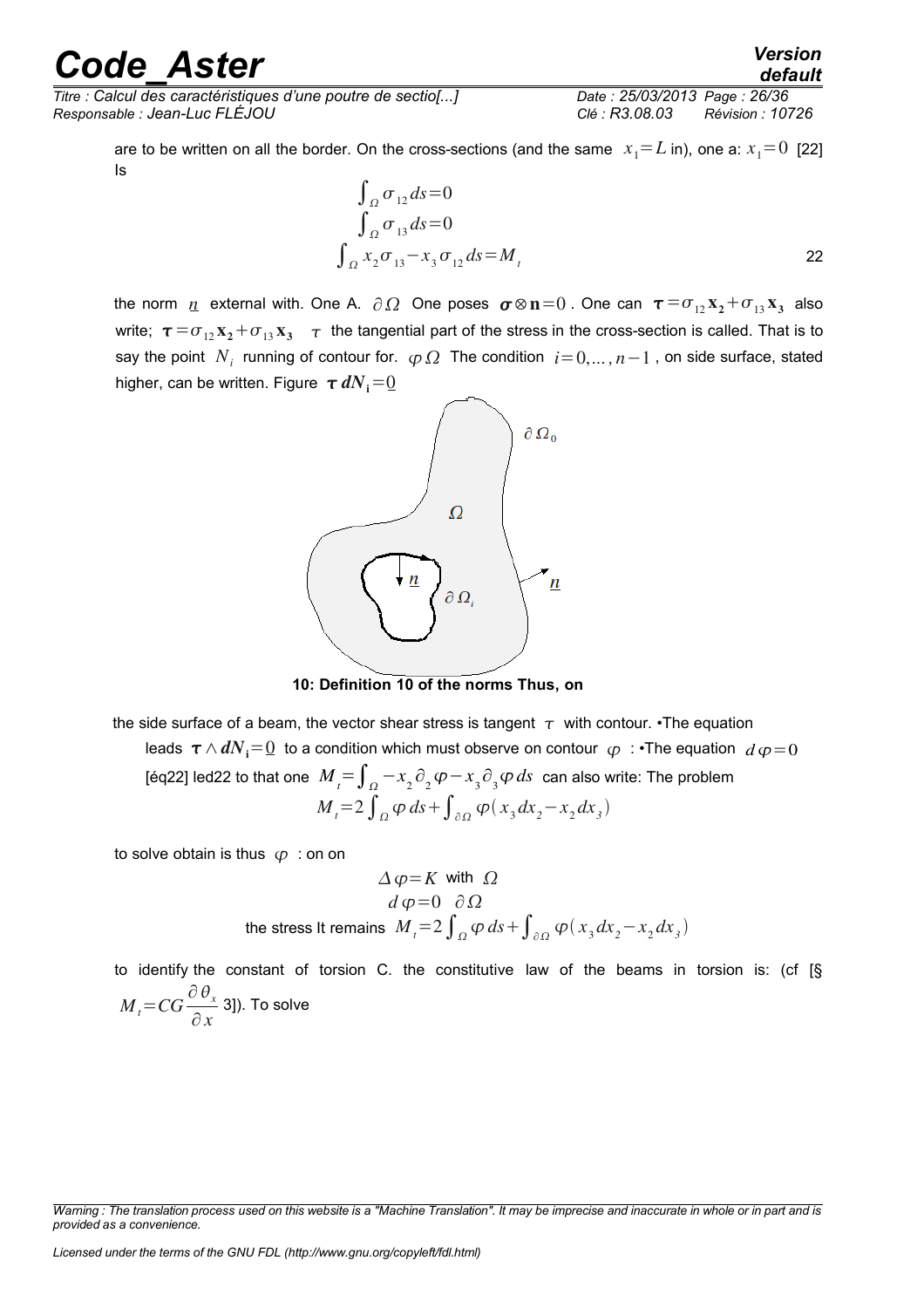are to be written on all the border. On the cross-sections (and the same $x_1 = L$ in), one a: $x_1 = 0$ [22] Is

$$\int_{\Omega} \sigma_{12} \, ds = 0$$
$$\int_{\Omega} \sigma_{13} \, ds = 0$$
$$\int_{\Omega} x_2 \sigma_{13} - x_3 \sigma_{12} \, ds = M_t \qquad 22$$

the norm $\underline{n}$ external with. One A. $\partial \Omega$ One poses $\boldsymbol{\sigma} \otimes \mathbf{n} = 0$. One can $\boldsymbol{\tau} = \sigma_{12} \mathbf{x_2} + \sigma_{13} \mathbf{x_3}$ also write; $\boldsymbol{\tau} = \sigma_{12} \mathbf{x_2} + \sigma_{13} \mathbf{x_3}$ $\tau$ the tangential part of the stress in the cross-section is called. That is to say the point $N_i$ running of contour for. $\varphi \, \Omega$ The condition $i = 0, \ldots, n-1$, on side surface, stated higher, can be written. Figure $\boldsymbol{\tau} \, \boldsymbol{dN_i} = \underline{0}$

**10: Definition 10 of the norms Thus, on**

the side surface of a beam, the vector shear stress is tangent $\tau$ with contour. •The equation leads $\boldsymbol{\tau} \wedge \boldsymbol{dN_i} = \underline{0}$ to a condition which must observe on contour $\varphi$ : •The equation $d\varphi = 0$ [éq22] led22 to that one $M_t = \int_{\Omega} -x_2 \partial_2 \varphi - x_3 \partial_3 \varphi \, ds$ can also write: The problem

$$M_t = 2 \int_{\Omega} \varphi \, ds + \int_{\partial \Omega} \varphi (x_3 dx_2 - x_2 dx_3)$$

to solve obtain is thus $\varphi$ : on on

$$\Delta \varphi = K \text{ with } \Omega$$
$$d\varphi = 0 \quad \partial \Omega$$

the stress It remains $M_t = 2 \int_{\Omega} \varphi \, ds + \int_{\partial \Omega} \varphi (x_3 dx_2 - x_2 dx_3)$

to identify the constant of torsion C. the constitutive law of the beams in torsion is: (cf [§ $M_t = CG \dfrac{\partial \theta_x}{\partial x}$ 3]). To solve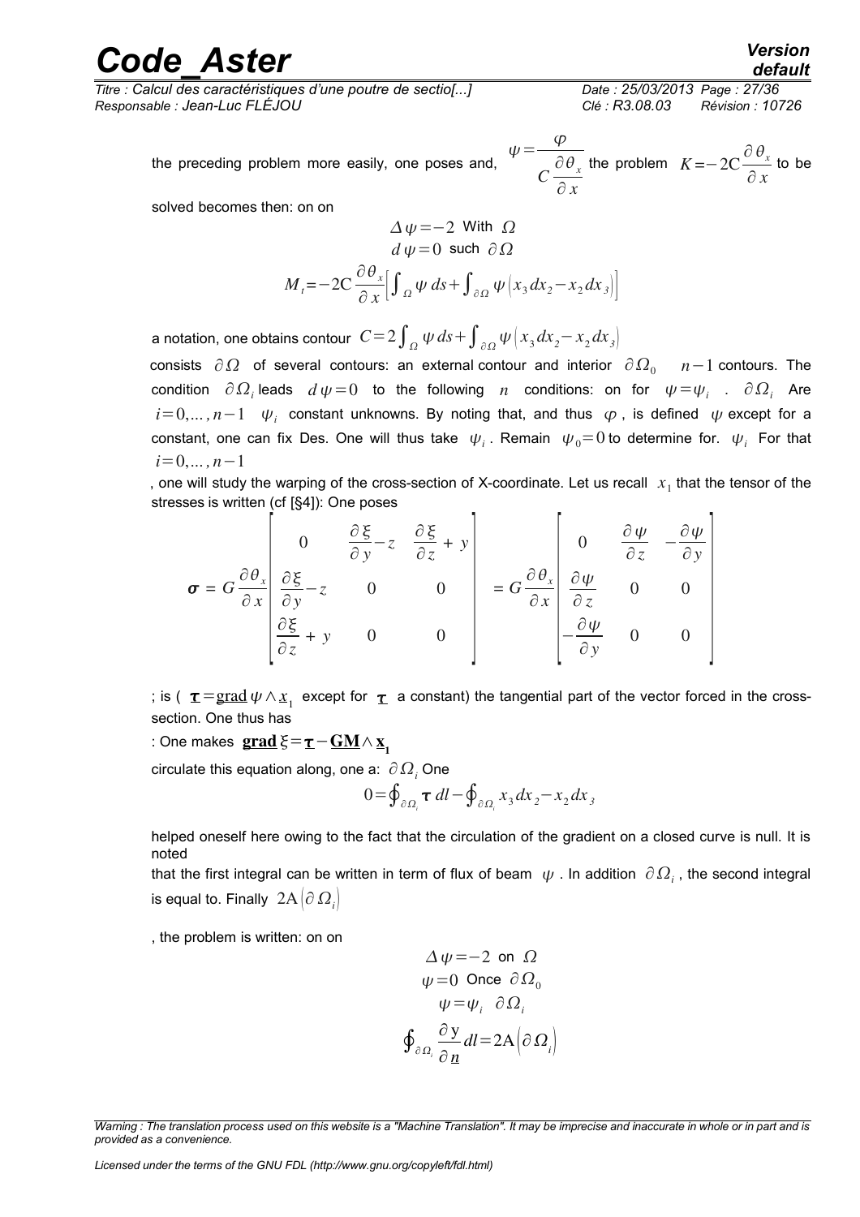the preceding problem more easily, one poses and, $\psi=\dfrac{\varphi}{C\dfrac{\partial\theta_x}{\partial x}}$ the problem $K=-2C\dfrac{\partial\theta_x}{\partial x}$ to be solved becomes then: on on

$$\Delta\psi=-2 \text{ With } \Omega$$
$$d\psi=0 \text{ such } \partial\Omega$$
$$M_t=-2C\frac{\partial\theta_x}{\partial x}\left[\int_\Omega \psi\, ds+\int_{\partial\Omega}\psi\left(x_3 dx_2-x_2 dx_3\right)\right]$$

a notation, one obtains contour $C=2\int_\Omega \psi\, ds+\int_{\partial\Omega}\psi\left(x_3 dx_2-x_2 dx_3\right)$

consists $\partial\Omega$ of several contours: an external contour and interior $\partial\Omega_0$ $n-1$ contours. The condition $\partial\Omega_i$ leads $d\psi=0$ to the following $n$ conditions: on for $\psi=\psi_i$ . $\partial\Omega_i$ Are $i=0,\dots,n-1$ $\psi_i$ constant unknowns. By noting that, and thus $\varphi$, is defined $\psi$ except for a constant, one can fix Des. One will thus take $\psi_i$ . Remain $\psi_0=0$ to determine for. $\psi_i$ For that $i=0,\dots,n-1$

, one will study the warping of the cross-section of X-coordinate. Let us recall $x_1$ that the tensor of the stresses is written (cf [§4]): One poses

$$\boldsymbol{\sigma}=G\frac{\partial\theta_x}{\partial x}\begin{bmatrix}0 & \dfrac{\partial\xi}{\partial y}-z & \dfrac{\partial\xi}{\partial z}+y\\ \dfrac{\partial\xi}{\partial y}-z & 0 & 0\\ \dfrac{\partial\xi}{\partial z}+y & 0 & 0\end{bmatrix}=G\frac{\partial\theta_x}{\partial x}\begin{bmatrix}0 & \dfrac{\partial\psi}{\partial z} & -\dfrac{\partial\psi}{\partial y}\\ \dfrac{\partial\psi}{\partial z} & 0 & 0\\ -\dfrac{\partial\psi}{\partial y} & 0 & 0\end{bmatrix}$$

; is ( $\underline{\boldsymbol{\tau}}=\underline{\text{grad}}\,\psi\wedge\underline{x}_1$ except for $\underline{\boldsymbol{\tau}}$ a constant) the tangential part of the vector forced in the cross-section. One thus has

: One makes $\underline{\mathbf{grad}}\,\xi=\underline{\boldsymbol{\tau}}-\underline{\mathbf{GM}}\wedge\underline{\mathbf{x_1}}$

circulate this equation along, one a: $\partial\Omega_i$ One

$$0=\oint_{\partial\Omega_i}\boldsymbol{\tau}\, dl-\oint_{\partial\Omega_i}x_3 dx_2-x_2 dx_3$$

helped oneself here owing to the fact that the circulation of the gradient on a closed curve is null. It is noted

that the first integral can be written in term of flux of beam $\psi$ . In addition $\partial\Omega_i$ , the second integral is equal to. Finally $2A\left(\partial\Omega_i\right)$

, the problem is written: on on

$$\Delta\psi=-2 \text{ on } \Omega$$
$$\psi=0 \text{ Once } \partial\Omega_0$$
$$\psi=\psi_i \quad \partial\Omega_i$$
$$\oint_{\partial\Omega_i}\frac{\partial \mathrm{y}}{\partial\underline{n}}dl=2A\left(\partial\Omega_i\right)$$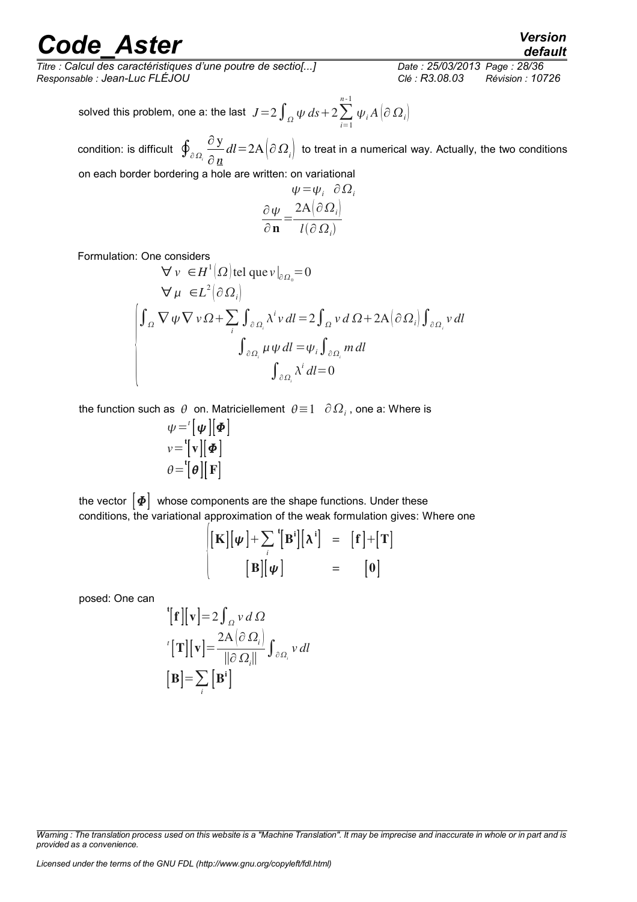solved this problem, one a: the last $J=2\int_{\Omega}\psi\, ds+2\sum_{i=1}^{n-1}\psi_i A\left(\partial\Omega_i\right)$

condition: is difficult $\oint_{\partial\Omega_i}\frac{\partial y}{\partial \underline{n}}dl=2\mathrm{A}\left(\partial\Omega_i\right)$ to treat in a numerical way. Actually, the two conditions on each border bordering a hole are written: on variational

$$
\begin{aligned}
&\psi=\psi_i \quad \partial\Omega_i\\
&\frac{\partial\psi}{\partial\mathbf{n}}=\frac{2\mathrm{A}\left(\partial\Omega_i\right)}{l(\partial\Omega_i)}
\end{aligned}
$$

Formulation: One considers

$$
\begin{aligned}
&\forall\, v\ \in H^1\left(\Omega\right)\text{tel que}\, v\big|_{\partial\Omega_0}=0\\
&\forall\,\mu\ \in L^2\left(\partial\Omega_i\right)
\end{aligned}
$$

$$
\begin{cases}
\int_{\Omega}\nabla\psi\nabla v\,\Omega+\sum_i\int_{\partial\Omega_i}\lambda^i v\, dl=2\int_{\Omega}v\, d\,\Omega+2\mathrm{A}\left(\partial\Omega_i\right)\int_{\partial\Omega_i}v\, dl\\
\int_{\partial\Omega_i}\mu\,\psi\, dl=\psi_i\int_{\partial\Omega_i}m\, dl\\
\int_{\partial\Omega_i}\lambda^i\, dl=0
\end{cases}
$$

the function such as $\theta$ on. Matriciellement $\theta\equiv 1\quad\partial\Omega_i$, one a: Where is

$$
\begin{aligned}
&\psi={}^t\left[\boldsymbol{\psi}\right]\left[\boldsymbol{\Phi}\right]\\
&v={}^{\mathbf{t}}\left[\mathbf{v}\right]\left[\boldsymbol{\Phi}\right]\\
&\theta={}^{\mathbf{t}}\left[\boldsymbol{\theta}\right]\left[\mathbf{F}\right]
\end{aligned}
$$

the vector $\left[\boldsymbol{\Phi}\right]$ whose components are the shape functions. Under these conditions, the variational approximation of the weak formulation gives: Where one

$$
\begin{cases}
\left[\mathbf{K}\right]\left[\boldsymbol{\psi}\right]+\sum_i{}^{\mathbf{t}}\left[\mathbf{B^i}\right]\left[\boldsymbol{\lambda}^{\mathbf{i}}\right] &= \left[\mathbf{f}\right]+\left[\mathbf{T}\right]\\
\left[\mathbf{B}\right]\left[\boldsymbol{\psi}\right] &= \left[\mathbf{0}\right]
\end{cases}
$$

posed: One can

$$
\begin{aligned}
&{}^{\mathbf{t}}\left[\mathbf{f}\right]\left[\mathbf{v}\right]=2\int_{\Omega}v\, d\,\Omega\\
&{}^{t}\left[\mathbf{T}\right]\left[\mathbf{v}\right]=\frac{2\mathrm{A}\left(\partial\Omega_i\right)}{\left\|\partial\Omega_i\right\|}\int_{\partial\Omega_i}v\, dl\\
&\left[\mathbf{B}\right]=\sum_i\left[\mathbf{B^i}\right]
\end{aligned}
$$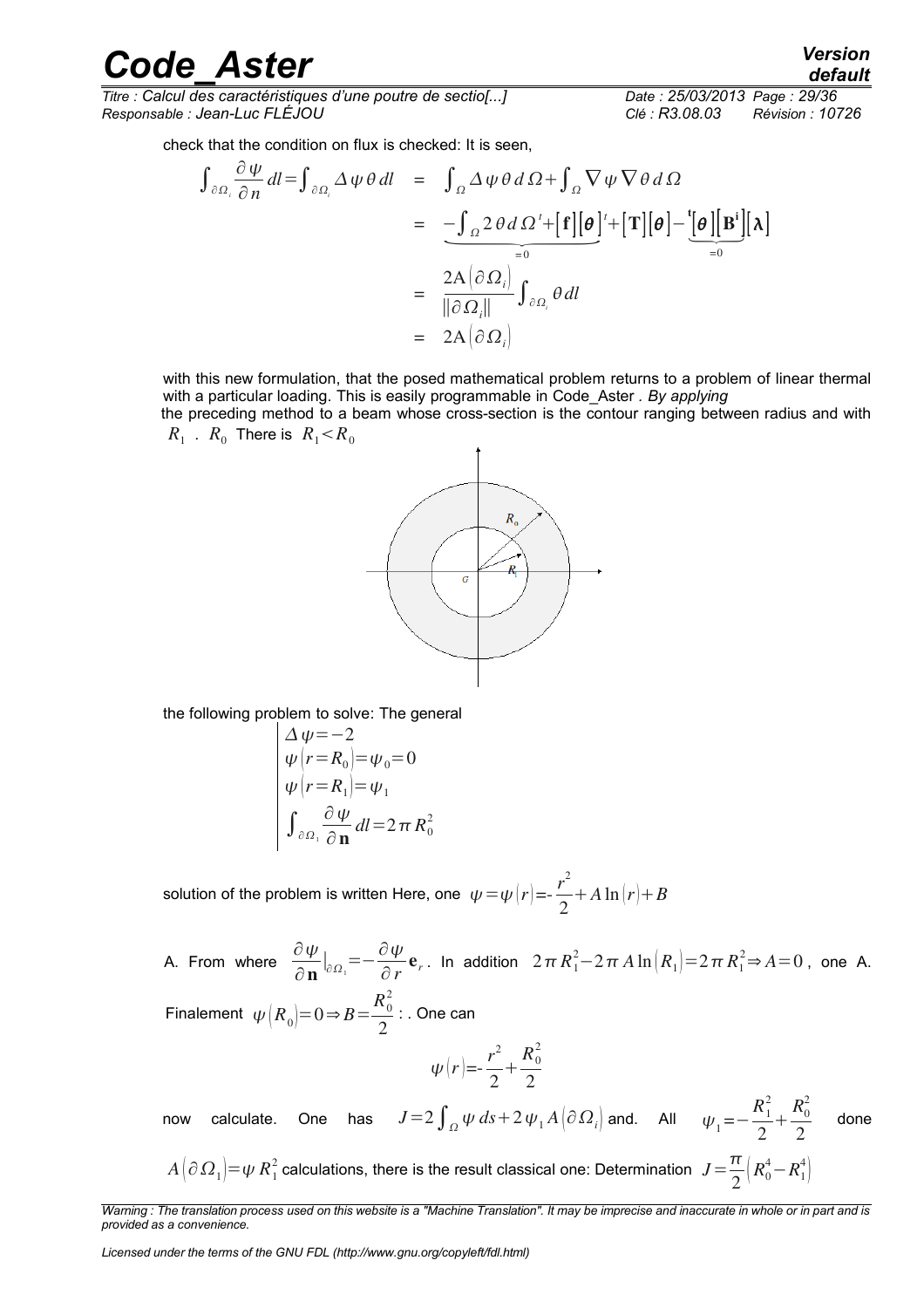check that the condition on flux is checked: It is seen,

$$
\begin{aligned}
\int_{\partial\Omega_i} \frac{\partial \psi}{\partial n} dl = \int_{\partial\Omega_i} \Delta\psi\,\theta\, dl &= \int_{\Omega} \Delta\psi\,\theta\, d\Omega + \int_{\Omega} \nabla\psi\,\nabla\theta\, d\Omega \\
&= \underbrace{-\int_{\Omega} 2\,\theta\, d\Omega^t + [\mathbf{f}][\boldsymbol{\theta}]^t}_{=0} + [\mathbf{T}][\boldsymbol{\theta}] - \underbrace{{}^{\mathbf{t}}[\boldsymbol{\theta}][\mathbf{B}^{\mathbf{i}}]}_{=0}[\boldsymbol{\lambda}] \\
&= \frac{2\mathrm{A}(\partial\Omega_i)}{\|\partial\Omega_i\|} \int_{\partial\Omega_i} \theta\, dl \\
&= 2\mathrm{A}(\partial\Omega_i)
\end{aligned}
$$

with this new formulation, that the posed mathematical problem returns to a problem of linear thermal with a particular loading. This is easily programmable in Code_Aster . *By applying* the preceding method to a beam whose cross-section is the contour ranging between radius and with $R_1$ . $R_0$ There is $R_1 < R_0$

the following problem to solve: The general

$$
\left|
\begin{array}{l}
\Delta\psi = -2 \\
\psi(r = R_0) = \psi_0 = 0 \\
\psi(r = R_1) = \psi_1 \\
\int_{\partial\Omega_1} \frac{\partial \psi}{\partial \mathbf{n}} dl = 2\pi R_0^2
\end{array}
\right.
$$

solution of the problem is written Here, one $\psi = \psi(r) = -\frac{r^2}{2} + A\ln(r) + B$

A. From where $\frac{\partial \psi}{\partial \mathbf{n}}\Big|_{\partial\Omega_1} = -\frac{\partial \psi}{\partial r}\mathbf{e}_r$. In addition $2\pi R_1^2 - 2\pi A\ln(R_1) = 2\pi R_1^2 \Rightarrow A = 0$, one A. Finalement $\psi(R_0) = 0 \Rightarrow B = \frac{R_0^2}{2}$ : . One can

$$
\psi(r) = -\frac{r^2}{2} + \frac{R_0^2}{2}
$$

now calculate. One has $J = 2\int_{\Omega} \psi\, ds + 2\psi_1 A(\partial\Omega_i)$ and. All $\psi_1 = -\frac{R_1^2}{2} + \frac{R_0^2}{2}$ done $A(\partial\Omega_1) = \psi R_1^2$ calculations, there is the result classical one: Determination $J = \frac{\pi}{2}(R_0^4 - R_1^4)$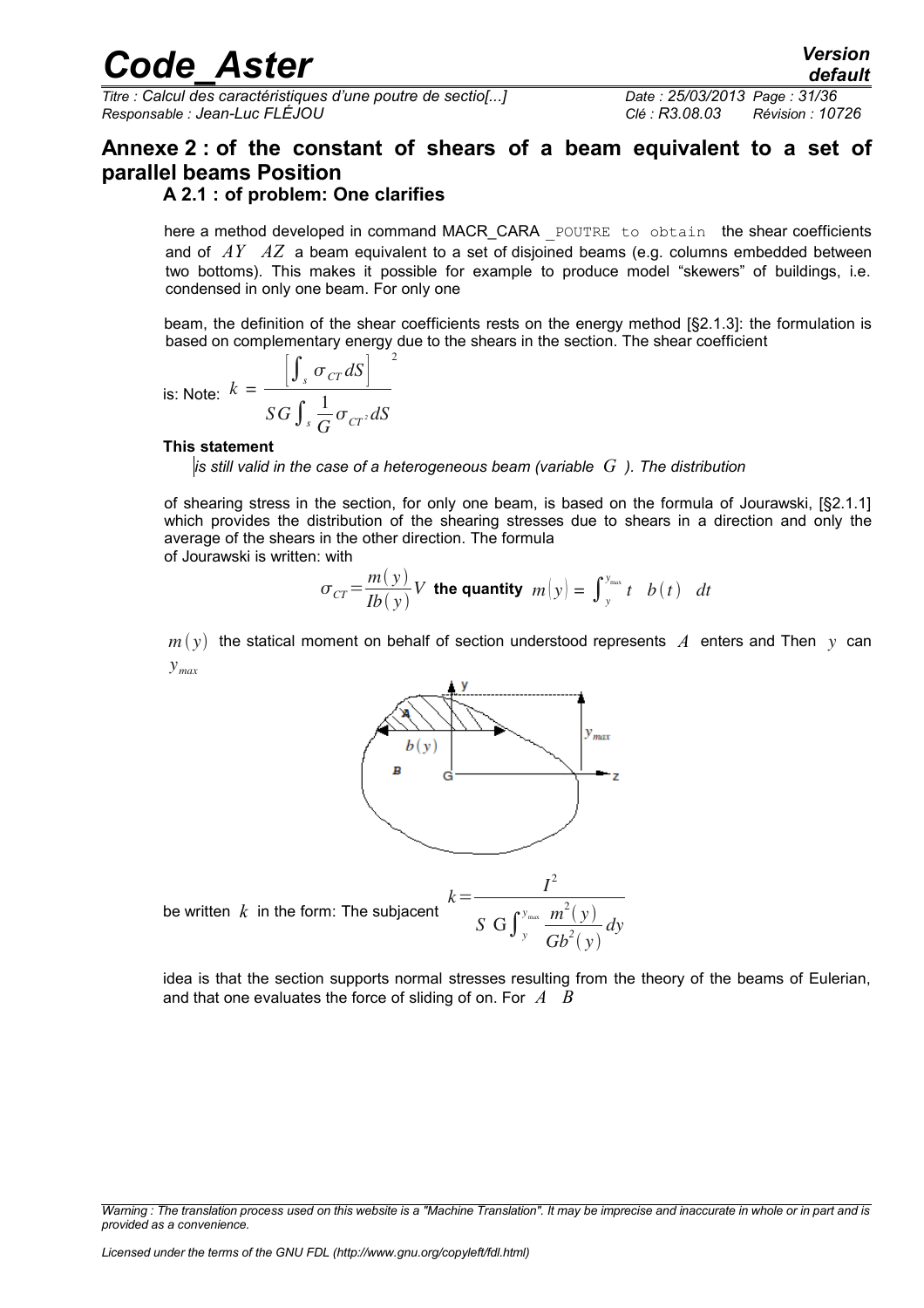## Annexe 2 : of the constant of shears of a beam equivalent to a set of parallel beams Position

### A 2.1 : of problem: One clarifies

here a method developed in command MACR_CARA _POUTRE to obtain the shear coefficients and of $AY$ $AZ$ a beam equivalent to a set of disjoined beams (e.g. columns embedded between two bottoms). This makes it possible for example to produce model "skewers" of buildings, i.e. condensed in only one beam. For only one

beam, the definition of the shear coefficients rests on the energy method [§2.1.3]: the formulation is based on complementary energy due to the shears in the section. The shear coefficient

is: Note: $k = \dfrac{\left[\int_s \sigma_{CT} dS\right]^2}{SG\int_s \frac{1}{G}\sigma_{CT^2} dS}$

**This statement**

*is still valid in the case of a heterogeneous beam (variable $G$ ). The distribution*

of shearing stress in the section, for only one beam, is based on the formula of Jourawski, [§2.1.1] which provides the distribution of the shearing stresses due to shears in a direction and only the average of the shears in the other direction. The formula of Jourawski is written: with

$$\sigma_{CT} = \frac{m(y)}{Ib(y)} V \text{ the quantity } m(y) = \int_y^{y_{max}} t \quad b(t) \quad dt$$

$m(y)$ the statical moment on behalf of section understood represents $A$ enters and Then $y$ can $y_{max}$

be written $k$ in the form: The subjacent 

$$k = \frac{I^2}{S \; G\int_y^{y_{max}} \frac{m^2(y)}{Gb^2(y)} dy}$$

idea is that the section supports normal stresses resulting from the theory of the beams of Eulerian, and that one evaluates the force of sliding of on. For $A$ $B$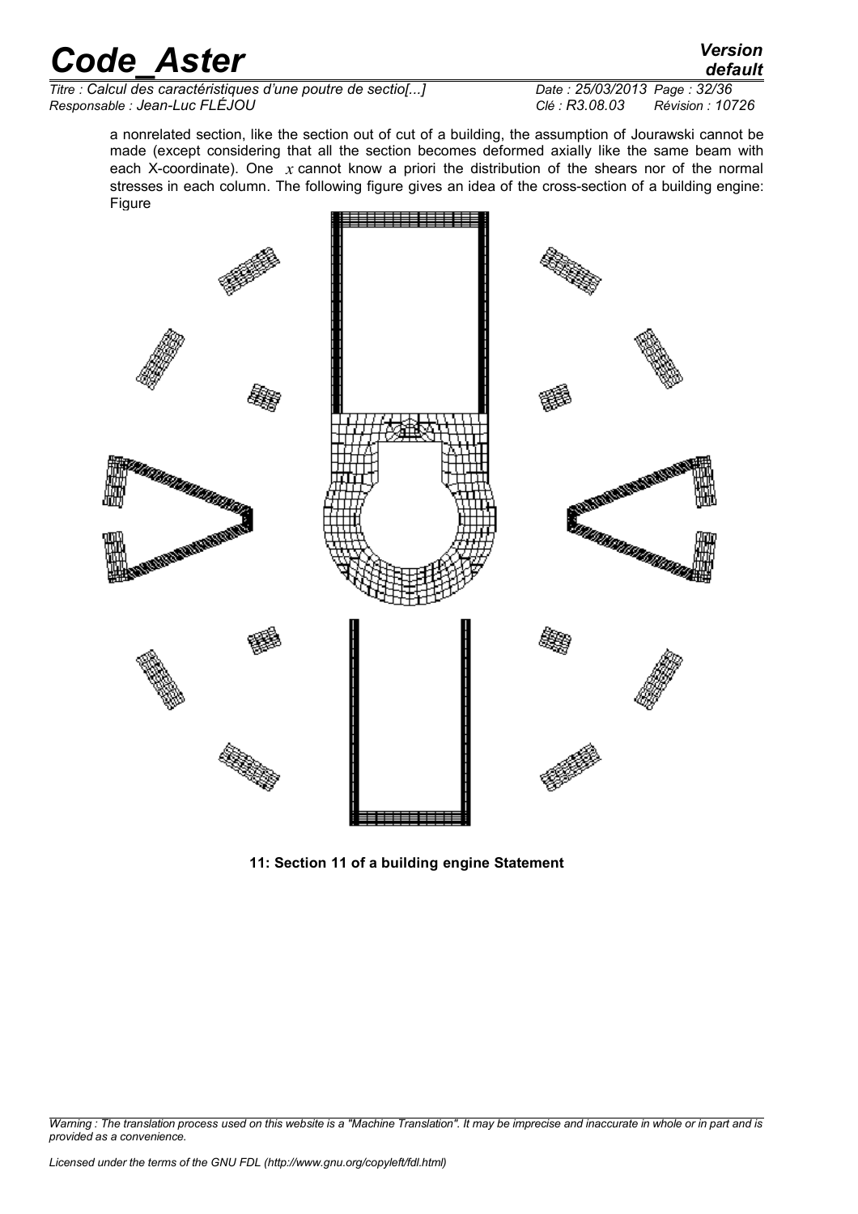a nonrelated section, like the section out of cut of a building, the assumption of Jourawski cannot be made (except considering that all the section becomes deformed axially like the same beam with each X-coordinate). One $x$ cannot know a priori the distribution of the shears nor of the normal stresses in each column. The following figure gives an idea of the cross-section of a building engine: Figure

**11: Section 11 of a building engine Statement**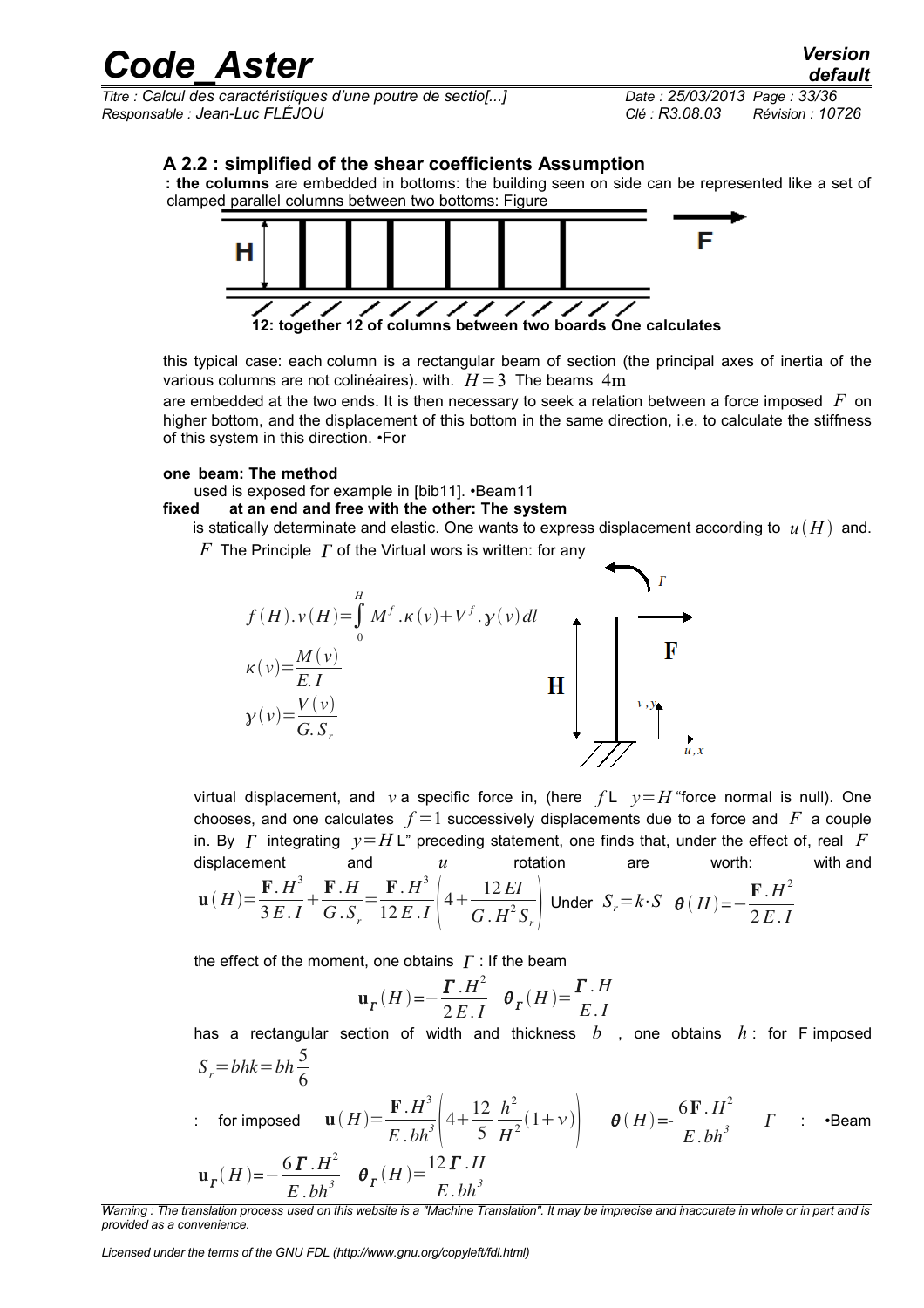### A 2.2 : simplified of the shear coefficients Assumption

**: the columns** are embedded in bottoms: the building seen on side can be represented like a set of clamped parallel columns between two bottoms: Figure

**12: together 12 of columns between two boards One calculates**

this typical case: each column is a rectangular beam of section (the principal axes of inertia of the various columns are not colinéaires). with. $H=3$ The beams $4\text{m}$ are embedded at the two ends. It is then necessary to seek a relation between a force imposed $F$ on higher bottom, and the displacement of this bottom in the same direction, i.e. to calculate the stiffness of this system in this direction. •For

**one beam: The method**

used is exposed for example in [bib11]. •Beam11

**fixed at an end and free with the other: The system**

is statically determinate and elastic. One wants to express displacement according to $u(H)$ and. $F$ The Principle $\Gamma$ of the Virtual wors is written: for any

$$f(H).v(H)=\int_0^H M^f.\kappa(v)+V^f.\gamma(v)\,dl$$

$$\kappa(v)=\frac{M(v)}{E.I}$$

$$\gamma(v)=\frac{V(v)}{G.S_r}$$

virtual displacement, and $v$ a specific force in, (here $f$L $y=H$ "force normal is null). One chooses, and one calculates $f=1$ successively displacements due to a force and $F$ a couple in. By $\Gamma$ integrating $y=H$ L" preceding statement, one finds that, under the effect of, real $F$ displacement and $u$ rotation are worth: with and

$$\mathbf{u}(H)=\frac{\mathbf{F}.H^3}{3E.I}+\frac{\mathbf{F}.H}{G.S_r}=\frac{\mathbf{F}.H^3}{12E.I}\left(4+\frac{12EI}{G.H^2S_r}\right)$$ Under $S_r=k\cdot S$ $\boldsymbol{\theta}(H)=-\frac{\mathbf{F}.H^2}{2E.I}$

the effect of the moment, one obtains $\Gamma$ : If the beam

$$\mathbf{u}_\Gamma(H)=-\frac{\boldsymbol{\Gamma}.H^2}{2E.I}\quad \boldsymbol{\theta}_\Gamma(H)=\frac{\boldsymbol{\Gamma}.H}{E.I}$$

has a rectangular section of width and thickness $b$ , one obtains $h$ : for F imposed

$$S_r=bhk=bh\frac{5}{6}$$

: for imposed $\mathbf{u}(H)=\frac{\mathbf{F}.H^3}{E.bh^3}\left(4+\frac{12}{5}\frac{h^2}{H^2}(1+\nu)\right)$ $\quad \boldsymbol{\theta}(H)=-\frac{6\mathbf{F}.H^2}{E.bh^3}$ $\quad \Gamma$ : •Beam

$$\mathbf{u}_\Gamma(H)=-\frac{6\boldsymbol{\Gamma}.H^2}{E.bh^3}\quad \boldsymbol{\theta}_\Gamma(H)=\frac{12\boldsymbol{\Gamma}.H}{E.bh^3}$$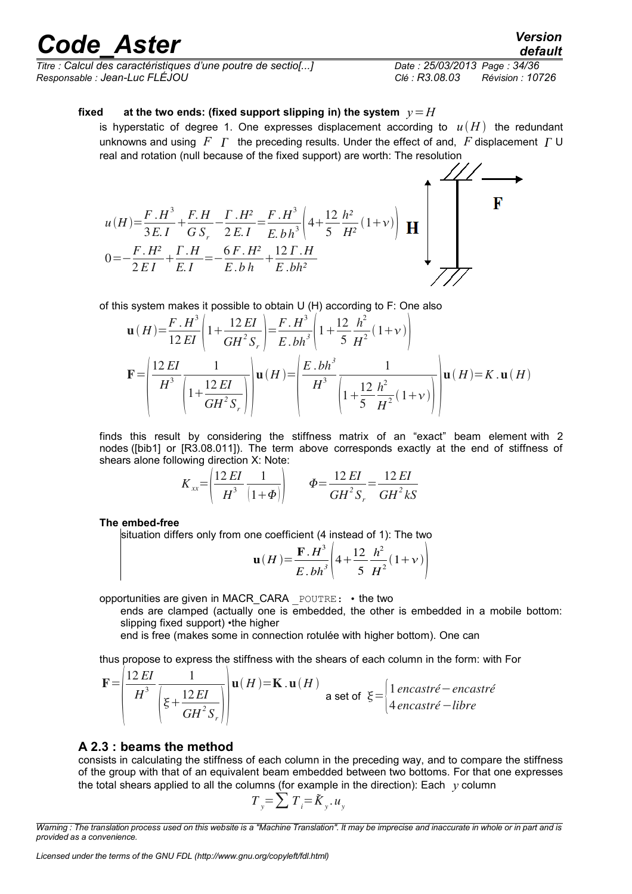**fixed at the two ends: (fixed support slipping in) the system** $y=H$

is hyperstatic of degree 1. One expresses displacement according to $u(H)$ the redundant unknowns and using $F$ $\Gamma$ the preceding results. Under the effect of and, $F$ displacement $\Gamma$ U real and rotation (null because of the fixed support) are worth: The resolution

$$u(H)=\frac{F.H^3}{3E.I}+\frac{F.H}{G\,S_r}-\frac{\Gamma.H^2}{2\,E.I}=\frac{F.H^3}{E.b\,h^3}\left(4+\frac{12}{5}\frac{h^2}{H^2}(1+\nu)\right)$$

$$0=-\frac{F.H^2}{2\,EI}+\frac{\Gamma.H}{E.I}=-\frac{6\,F.H^2}{E.b\,h}+\frac{12\,\Gamma.H}{E.bh^2}$$

of this system makes it possible to obtain U (H) according to F: One also

$$\mathbf{u}(H)=\frac{F.H^3}{12\,EI}\left(1+\frac{12\,EI}{GH^2S_r}\right)=\frac{F.H^3}{E.bh^3}\left(1+\frac{12}{5}\frac{h^2}{H^2}(1+\nu)\right)$$

$$\mathbf{F}=\left(\frac{12\,EI}{H^3}\frac{1}{\left(1+\frac{12\,EI}{GH^2S_r}\right)}\right)\mathbf{u}(H)=\left(\frac{E.bh^3}{H^3}\frac{1}{\left(1+\frac{12}{5}\frac{h^2}{H^2}(1+\nu)\right)}\right)\mathbf{u}(H)=K.\mathbf{u}(H)$$

finds this result by considering the stiffness matrix of an "exact" beam element with 2 nodes ([bib1] or [R3.08.011]). The term above corresponds exactly at the end of stiffness of shears alone following direction X: Note:

$$K_{xx}=\left(\frac{12\,EI}{H^3}\frac{1}{(1+\Phi)}\right)\qquad \Phi=\frac{12\,EI}{GH^2S_r}=\frac{12\,EI}{GH^2kS}$$

**The embed-free**

situation differs only from one coefficient (4 instead of 1): The two

$$\mathbf{u}(H)=\frac{\mathbf{F}.H^3}{E.bh^3}\left(4+\frac{12}{5}\frac{h^2}{H^2}(1+\nu)\right)$$

opportunities are given in MACR_CARA _POUTRE: • the two

ends are clamped (actually one is embedded, the other is embedded in a mobile bottom: slipping fixed support) •the higher

end is free (makes some in connection rotulée with higher bottom). One can

thus propose to express the stiffness with the shears of each column in the form: with For

$$\mathbf{F}=\left(\frac{12\,EI}{H^3}\frac{1}{\left(\xi+\frac{12\,EI}{GH^2S_r}\right)}\right)\mathbf{u}(H)=\mathbf{K}.\mathbf{u}(H)\quad \text{a set of } \xi=\begin{cases}1\; encastré-encastré\\ 4\; encastré-libre\end{cases}$$

## A 2.3 : beams the method

consists in calculating the stiffness of each column in the preceding way, and to compare the stiffness of the group with that of an equivalent beam embedded between two bottoms. For that one expresses the total shears applied to all the columns (for example in the direction): Each $y$ column

$$T_y=\sum T_i=\tilde{K}_y.u_y$$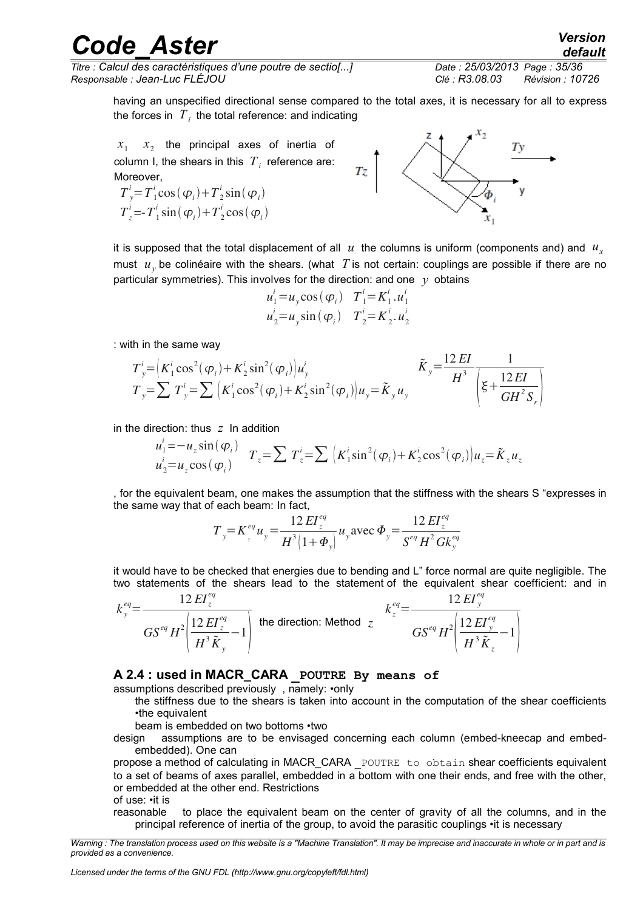having an unspecified directional sense compared to the total axes, it is necessary for all to express the forces in $T_i$ the total reference: and indicating

$x_1$ $x_2$ the principal axes of inertia of column I, the shears in this $T_i$ reference are: Moreover,

$$T_y^i = T_1^i \cos(\varphi_i) + T_2^i \sin(\varphi_i)$$
$$T_z^i = -T_1^i \sin(\varphi_i) + T_2^i \cos(\varphi_i)$$

it is supposed that the total displacement of all $u$ the columns is uniform (components and) and $u_x$ must $u_y$ be colinéaire with the shears. (what $T$ is not certain: couplings are possible if there are no particular symmetries). This involves for the direction: and one $y$ obtains

$$u_1^i = u_y \cos(\varphi_i) \quad T_1^i = K_1^i . u_1^i$$
$$u_2^i = u_y \sin(\varphi_i) \quad T_2^i = K_2^i . u_2^i$$

: with in the same way

$$T_y^i = \left(K_1^i \cos^2(\varphi_i) + K_2^i \sin^2(\varphi_i)\right) u_y^i$$
$$T_y = \sum T_y^i = \sum \left(K_1^i \cos^2(\varphi_i) + K_2^i \sin^2(\varphi_i)\right) u_y = \tilde{K}_y u_y$$

$$\tilde{K}_y = \frac{12\,EI}{H^3} \frac{1}{\left(\xi + \frac{12\,EI}{GH^2 S_r}\right)}$$

in the direction: thus $z$ In addition

$$u_1^i = -u_z \sin(\varphi_i) \quad u_2^i = u_z \cos(\varphi_i) \quad T_z = \sum T_z^i = \sum \left(K_1^i \sin^2(\varphi_i) + K_2^i \cos^2(\varphi_i)\right) u_z = \tilde{K}_z u_z$$

, for the equivalent beam, one makes the assumption that the stiffness with the shears S "expresses in the same way that of each beam: In fact,

$$T_y = K_y^{eq} u_y = \frac{12\,EI_z^{eq}}{H^3 \left(1 + \Phi_y\right)} u_y \text{avec}\, \Phi_y = \frac{12\,EI_z^{eq}}{S^{eq} H^2 G k_y^{eq}}$$

it would have to be checked that energies due to bending and L" force normal are quite negligible. The two statements of the shears lead to the statement of the equivalent shear coefficient: and in

$$k_y^{eq} = \frac{12\,EI_z^{eq}}{GS^{eq} H^2 \left(\frac{12\,EI_z^{eq}}{H^3 \tilde{K}_y} - 1\right)}$$ the direction: Method $z$ $$k_z^{eq} = \frac{12\,EI_y^{eq}}{GS^{eq} H^2 \left(\frac{12\,EI_y^{eq}}{H^3 \tilde{K}_z} - 1\right)}$$

## A 2.4 : used in MACR_CARA _POUTRE By means of

assumptions described previously , namely: •only

the stiffness due to the shears is taken into account in the computation of the shear coefficients •the equivalent

beam is embedded on two bottoms •two

design assumptions are to be envisaged concerning each column (embed-kneecap and embed-embedded). One can

propose a method of calculating in MACR_CARA _POUTRE to obtain shear coefficients equivalent to a set of beams of axes parallel, embedded in a bottom with one their ends, and free with the other, or embedded at the other end. Restrictions

of use: •it is

reasonable to place the equivalent beam on the center of gravity of all the columns, and in the principal reference of inertia of the group, to avoid the parasitic couplings •it is necessary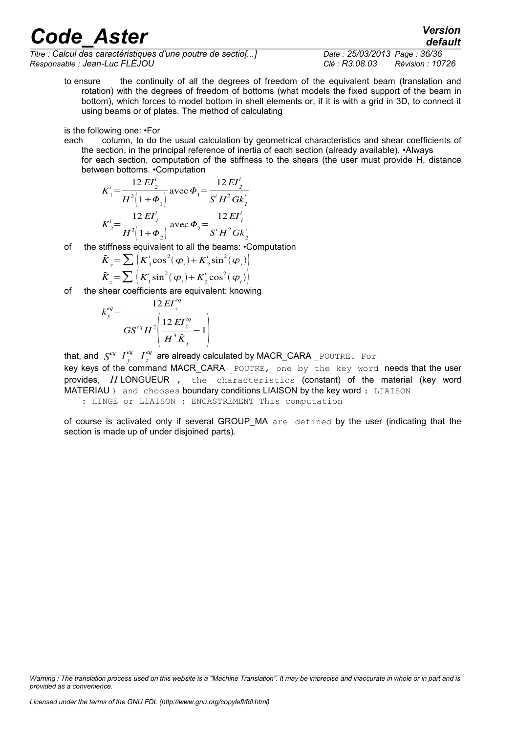to ensure the continuity of all the degrees of freedom of the equivalent beam (translation and rotation) with the degrees of freedom of bottoms (what models the fixed support of the beam in bottom), which forces to model bottom in shell elements or, if it is with a grid in 3D, to connect it using beams or of plates. The method of calculating

is the following one: •For

each column, to do the usual calculation by geometrical characteristics and shear coefficients of the section, in the principal reference of inertia of each section (already available). •Always for each section, computation of the stiffness to the shears (the user must provide H, distance between bottoms. •Computation

$$K_1^i = \frac{12\,EI_2^i}{H^3\left(1+\Phi_1\right)} \text{ avec } \Phi_1 = \frac{12\,EI_2^i}{S^i H^2 G k_1^i}$$

$$K_2^i = \frac{12\,EI_1^i}{H^3\left(1+\Phi_2\right)} \text{ avec } \Phi_2 = \frac{12\,EI_1^i}{S^i H^2 G k_2^i}$$

of the stiffness equivalent to all the beams: •Computation

$$\tilde{K}_y = \sum \left( K_1^i \cos^2(\varphi_i) + K_2^i \sin^2(\varphi_i) \right)$$

$$\tilde{K}_z = \sum \left( K_1^i \sin^2(\varphi_i) + K_2^i \cos^2(\varphi_i) \right)$$

of the shear coefficients are equivalent: knowing

$$k_y^{eq} = \frac{12\,EI_z^{eq}}{GS^{eq} H^2 \left( \dfrac{12\,EI_z^{eq}}{H^3 \tilde{K}_y} - 1 \right)}$$

that, and $S^{eq}$ $I_y^{eq}$ $I_z^{eq}$ are already calculated by MACR_CARA _POUTRE. For key keys of the command MACR_CARA _POUTRE, one by the key word needs that the user provides, $H$ LONGUEUR , the characteristics (constant) of the material (key word MATERIAU ) and chooses boundary conditions LIAISON by the key word : LIAISON : HINGE or LIAISON : ENCASTREMENT This computation

of course is activated only if several GROUP_MA are defined by the user (indicating that the section is made up of under disjoined parts).